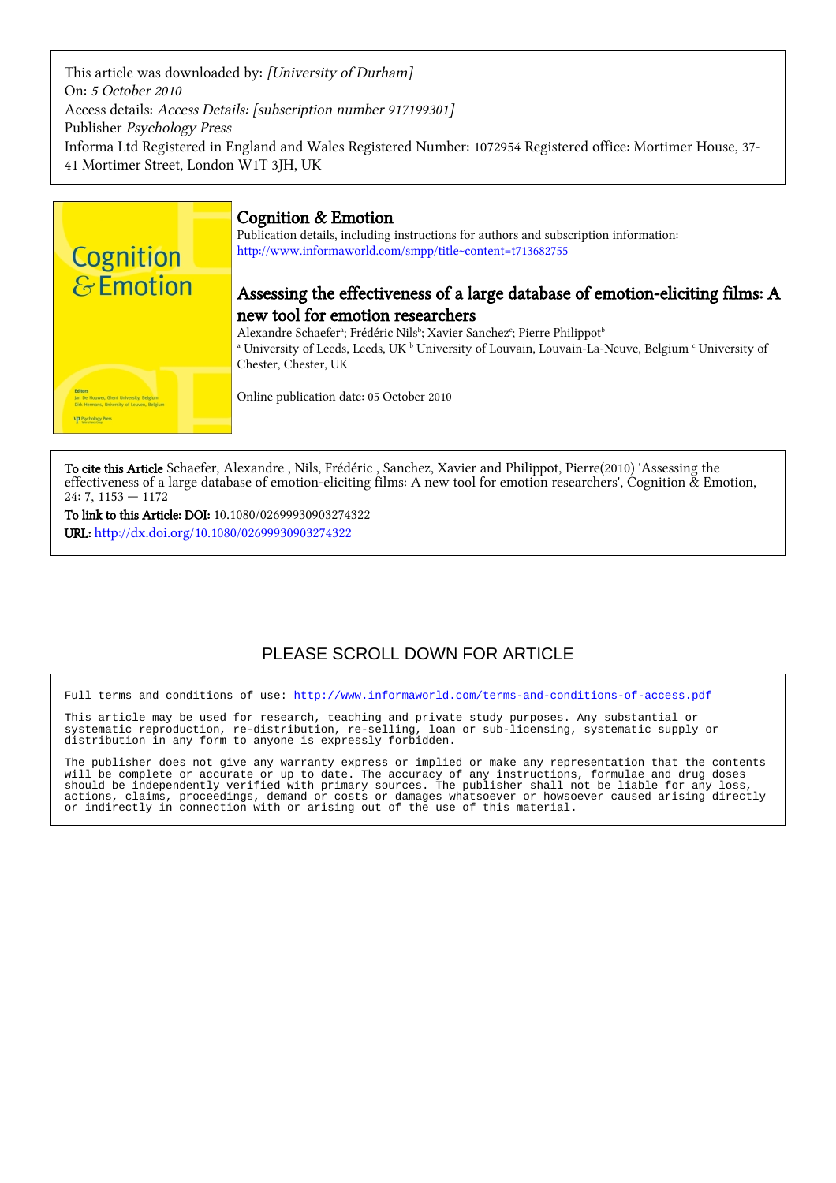This article was downloaded by: *[University of Durham]*
On: *5 October 2010*
Access details: *Access Details: [subscription number 917199301]*
Publisher *Psychology Press*
Informa Ltd Registered in England and Wales Registered Number: 1072954 Registered office: Mortimer House, 37-41 Mortimer Street, London W1T 3JH, UK

# Cognition & Emotion

Publication details, including instructions for authors and subscription information:
http://www.informaworld.com/smpp/title~content=t713682755

## Assessing the effectiveness of a large database of emotion-eliciting films: A new tool for emotion researchers

Alexandre Schaefer[a]; Frédéric Nils[b]; Xavier Sanchez[c]; Pierre Philippot[b]

[a] University of Leeds, Leeds, UK [b] University of Louvain, Louvain-La-Neuve, Belgium [c] University of Chester, Chester, UK

Online publication date: 05 October 2010

**To cite this Article** Schaefer, Alexandre , Nils, Frédéric , Sanchez, Xavier and Philippot, Pierre(2010) 'Assessing the effectiveness of a large database of emotion-eliciting films: A new tool for emotion researchers', Cognition & Emotion, 24: 7, 1153 — 1172

**To link to this Article: DOI:** 10.1080/02699930903274322

**URL:** http://dx.doi.org/10.1080/02699930903274322

PLEASE SCROLL DOWN FOR ARTICLE

Full terms and conditions of use: http://www.informaworld.com/terms-and-conditions-of-access.pdf

This article may be used for research, teaching and private study purposes. Any substantial or systematic reproduction, re-distribution, re-selling, loan or sub-licensing, systematic supply or distribution in any form to anyone is expressly forbidden.

The publisher does not give any warranty express or implied or make any representation that the contents will be complete or accurate or up to date. The accuracy of any instructions, formulae and drug doses should be independently verified with primary sources. The publisher shall not be liable for any loss, actions, claims, proceedings, demand or costs or damages whatsoever or howsoever caused arising directly or indirectly in connection with or arising out of the use of this material.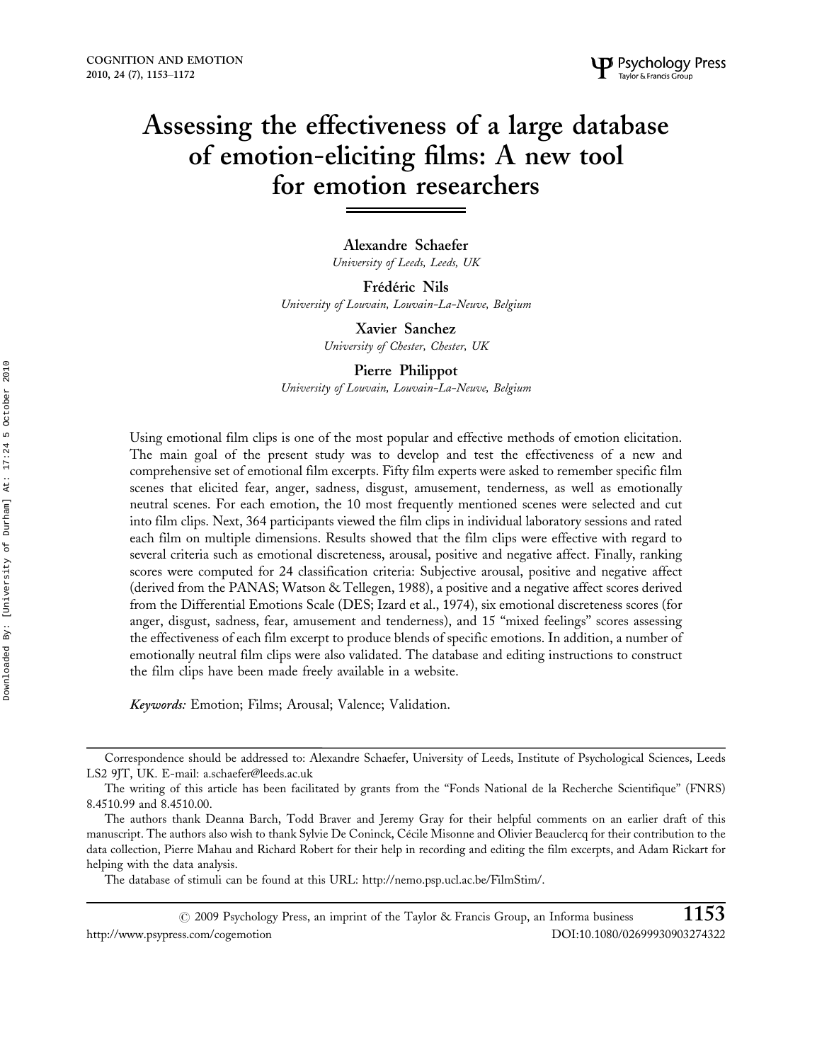# Assessing the effectiveness of a large database of emotion-eliciting films: A new tool for emotion researchers

**Alexandre Schaefer**
*University of Leeds, Leeds, UK*

**Frédéric Nils**
*University of Louvain, Louvain-La-Neuve, Belgium*

**Xavier Sanchez**
*University of Chester, Chester, UK*

**Pierre Philippot**
*University of Louvain, Louvain-La-Neuve, Belgium*

Using emotional film clips is one of the most popular and effective methods of emotion elicitation. The main goal of the present study was to develop and test the effectiveness of a new and comprehensive set of emotional film excerpts. Fifty film experts were asked to remember specific film scenes that elicited fear, anger, sadness, disgust, amusement, tenderness, as well as emotionally neutral scenes. For each emotion, the 10 most frequently mentioned scenes were selected and cut into film clips. Next, 364 participants viewed the film clips in individual laboratory sessions and rated each film on multiple dimensions. Results showed that the film clips were effective with regard to several criteria such as emotional discreteness, arousal, positive and negative affect. Finally, ranking scores were computed for 24 classification criteria: Subjective arousal, positive and negative affect (derived from the PANAS; Watson & Tellegen, 1988), a positive and a negative affect scores derived from the Differential Emotions Scale (DES; Izard et al., 1974), six emotional discreteness scores (for anger, disgust, sadness, fear, amusement and tenderness), and 15 "mixed feelings" scores assessing the effectiveness of each film excerpt to produce blends of specific emotions. In addition, a number of emotionally neutral film clips were also validated. The database and editing instructions to construct the film clips have been made freely available in a website.

*Keywords:* Emotion; Films; Arousal; Valence; Validation.

---

Correspondence should be addressed to: Alexandre Schaefer, University of Leeds, Institute of Psychological Sciences, Leeds LS2 9JT, UK. E-mail: a.schaefer@leeds.ac.uk

The writing of this article has been facilitated by grants from the "Fonds National de la Recherche Scientifique" (FNRS) 8.4510.99 and 8.4510.00.

The authors thank Deanna Barch, Todd Braver and Jeremy Gray for their helpful comments on an earlier draft of this manuscript. The authors also wish to thank Sylvie De Coninck, Cécile Misonne and Olivier Beauclercq for their contribution to the data collection, Pierre Mahau and Richard Robert for their help in recording and editing the film excerpts, and Adam Rickart for helping with the data analysis.

The database of stimuli can be found at this URL: http://nemo.psp.ucl.ac.be/FilmStim/.

© 2009 Psychology Press, an imprint of the Taylor & Francis Group, an Informa business

http://www.psypress.com/cogemotion DOI:10.1080/02699930903274322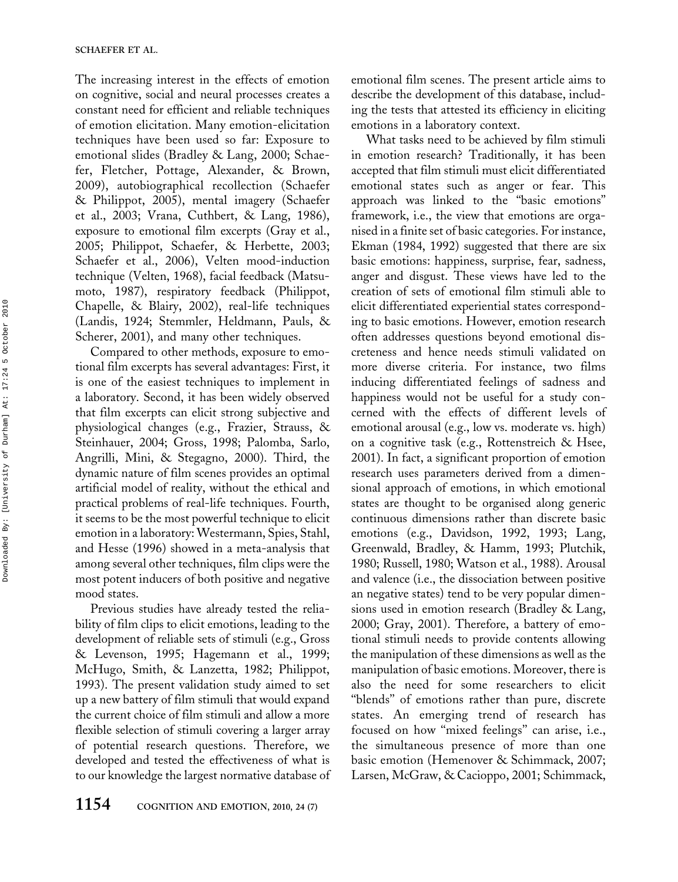The increasing interest in the effects of emotion on cognitive, social and neural processes creates a constant need for efficient and reliable techniques of emotion elicitation. Many emotion-elicitation techniques have been used so far: Exposure to emotional slides (Bradley & Lang, 2000; Schaefer, Fletcher, Pottage, Alexander, & Brown, 2009), autobiographical recollection (Schaefer & Philippot, 2005), mental imagery (Schaefer et al., 2003; Vrana, Cuthbert, & Lang, 1986), exposure to emotional film excerpts (Gray et al., 2005; Philippot, Schaefer, & Herbette, 2003; Schaefer et al., 2006), Velten mood-induction technique (Velten, 1968), facial feedback (Matsumoto, 1987), respiratory feedback (Philippot, Chapelle, & Blairy, 2002), real-life techniques (Landis, 1924; Stemmler, Heldmann, Pauls, & Scherer, 2001), and many other techniques.

Compared to other methods, exposure to emotional film excerpts has several advantages: First, it is one of the easiest techniques to implement in a laboratory. Second, it has been widely observed that film excerpts can elicit strong subjective and physiological changes (e.g., Frazier, Strauss, & Steinhauer, 2004; Gross, 1998; Palomba, Sarlo, Angrilli, Mini, & Stegagno, 2000). Third, the dynamic nature of film scenes provides an optimal artificial model of reality, without the ethical and practical problems of real-life techniques. Fourth, it seems to be the most powerful technique to elicit emotion in a laboratory: Westermann, Spies, Stahl, and Hesse (1996) showed in a meta-analysis that among several other techniques, film clips were the most potent inducers of both positive and negative mood states.

Previous studies have already tested the reliability of film clips to elicit emotions, leading to the development of reliable sets of stimuli (e.g., Gross & Levenson, 1995; Hagemann et al., 1999; McHugo, Smith, & Lanzetta, 1982; Philippot, 1993). The present validation study aimed to set up a new battery of film stimuli that would expand the current choice of film stimuli and allow a more flexible selection of stimuli covering a larger array of potential research questions. Therefore, we developed and tested the effectiveness of what is to our knowledge the largest normative database of emotional film scenes. The present article aims to describe the development of this database, including the tests that attested its efficiency in eliciting emotions in a laboratory context.

What tasks need to be achieved by film stimuli in emotion research? Traditionally, it has been accepted that film stimuli must elicit differentiated emotional states such as anger or fear. This approach was linked to the "basic emotions" framework, i.e., the view that emotions are organised in a finite set of basic categories. For instance, Ekman (1984, 1992) suggested that there are six basic emotions: happiness, surprise, fear, sadness, anger and disgust. These views have led to the creation of sets of emotional film stimuli able to elicit differentiated experiential states corresponding to basic emotions. However, emotion research often addresses questions beyond emotional discreteness and hence needs stimuli validated on more diverse criteria. For instance, two films inducing differentiated feelings of sadness and happiness would not be useful for a study concerned with the effects of different levels of emotional arousal (e.g., low vs. moderate vs. high) on a cognitive task (e.g., Rottenstreich & Hsee, 2001). In fact, a significant proportion of emotion research uses parameters derived from a dimensional approach of emotions, in which emotional states are thought to be organised along generic continuous dimensions rather than discrete basic emotions (e.g., Davidson, 1992, 1993; Lang, Greenwald, Bradley, & Hamm, 1993; Plutchik, 1980; Russell, 1980; Watson et al., 1988). Arousal and valence (i.e., the dissociation between positive an negative states) tend to be very popular dimensions used in emotion research (Bradley & Lang, 2000; Gray, 2001). Therefore, a battery of emotional stimuli needs to provide contents allowing the manipulation of these dimensions as well as the manipulation of basic emotions. Moreover, there is also the need for some researchers to elicit "blends" of emotions rather than pure, discrete states. An emerging trend of research has focused on how "mixed feelings" can arise, i.e., the simultaneous presence of more than one basic emotion (Hemenover & Schimmack, 2007; Larsen, McGraw, & Cacioppo, 2001; Schimmack,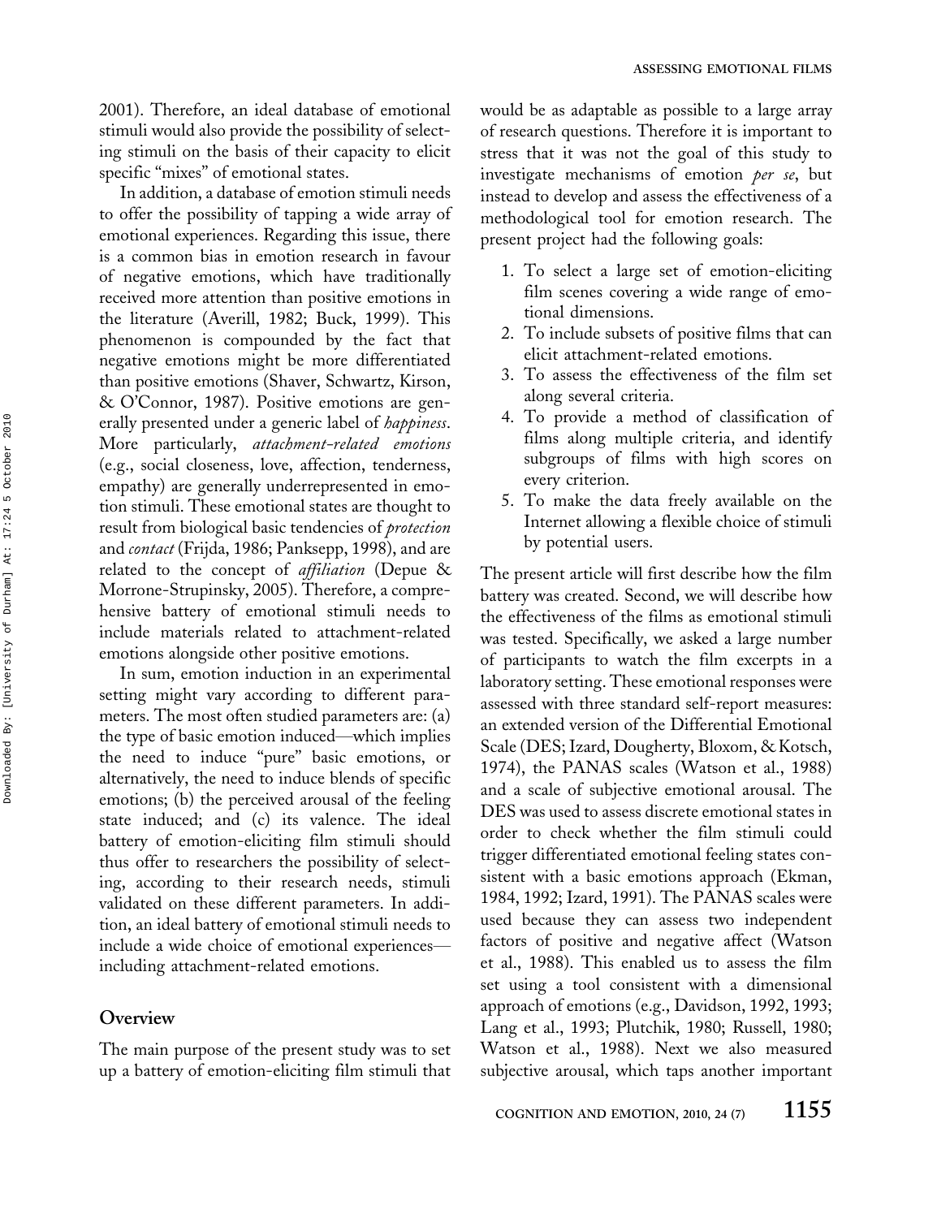2001). Therefore, an ideal database of emotional stimuli would also provide the possibility of selecting stimuli on the basis of their capacity to elicit specific "mixes" of emotional states.

In addition, a database of emotion stimuli needs to offer the possibility of tapping a wide array of emotional experiences. Regarding this issue, there is a common bias in emotion research in favour of negative emotions, which have traditionally received more attention than positive emotions in the literature (Averill, 1982; Buck, 1999). This phenomenon is compounded by the fact that negative emotions might be more differentiated than positive emotions (Shaver, Schwartz, Kirson, & O'Connor, 1987). Positive emotions are generally presented under a generic label of *happiness*. More particularly, *attachment-related emotions* (e.g., social closeness, love, affection, tenderness, empathy) are generally underrepresented in emotion stimuli. These emotional states are thought to result from biological basic tendencies of *protection* and *contact* (Frijda, 1986; Panksepp, 1998), and are related to the concept of *affiliation* (Depue & Morrone-Strupinsky, 2005). Therefore, a comprehensive battery of emotional stimuli needs to include materials related to attachment-related emotions alongside other positive emotions.

In sum, emotion induction in an experimental setting might vary according to different parameters. The most often studied parameters are: (a) the type of basic emotion induced—which implies the need to induce "pure" basic emotions, or alternatively, the need to induce blends of specific emotions; (b) the perceived arousal of the feeling state induced; and (c) its valence. The ideal battery of emotion-eliciting film stimuli should thus offer to researchers the possibility of selecting, according to their research needs, stimuli validated on these different parameters. In addition, an ideal battery of emotional stimuli needs to include a wide choice of emotional experiences—including attachment-related emotions.

## Overview

The main purpose of the present study was to set up a battery of emotion-eliciting film stimuli that would be as adaptable as possible to a large array of research questions. Therefore it is important to stress that it was not the goal of this study to investigate mechanisms of emotion *per se*, but instead to develop and assess the effectiveness of a methodological tool for emotion research. The present project had the following goals:

1. To select a large set of emotion-eliciting film scenes covering a wide range of emotional dimensions.
2. To include subsets of positive films that can elicit attachment-related emotions.
3. To assess the effectiveness of the film set along several criteria.
4. To provide a method of classification of films along multiple criteria, and identify subgroups of films with high scores on every criterion.
5. To make the data freely available on the Internet allowing a flexible choice of stimuli by potential users.

The present article will first describe how the film battery was created. Second, we will describe how the effectiveness of the films as emotional stimuli was tested. Specifically, we asked a large number of participants to watch the film excerpts in a laboratory setting. These emotional responses were assessed with three standard self-report measures: an extended version of the Differential Emotional Scale (DES; Izard, Dougherty, Bloxom, & Kotsch, 1974), the PANAS scales (Watson et al., 1988) and a scale of subjective emotional arousal. The DES was used to assess discrete emotional states in order to check whether the film stimuli could trigger differentiated emotional feeling states consistent with a basic emotions approach (Ekman, 1984, 1992; Izard, 1991). The PANAS scales were used because they can assess two independent factors of positive and negative affect (Watson et al., 1988). This enabled us to assess the film set using a tool consistent with a dimensional approach of emotions (e.g., Davidson, 1992, 1993; Lang et al., 1993; Plutchik, 1980; Russell, 1980; Watson et al., 1988). Next we also measured subjective arousal, which taps another important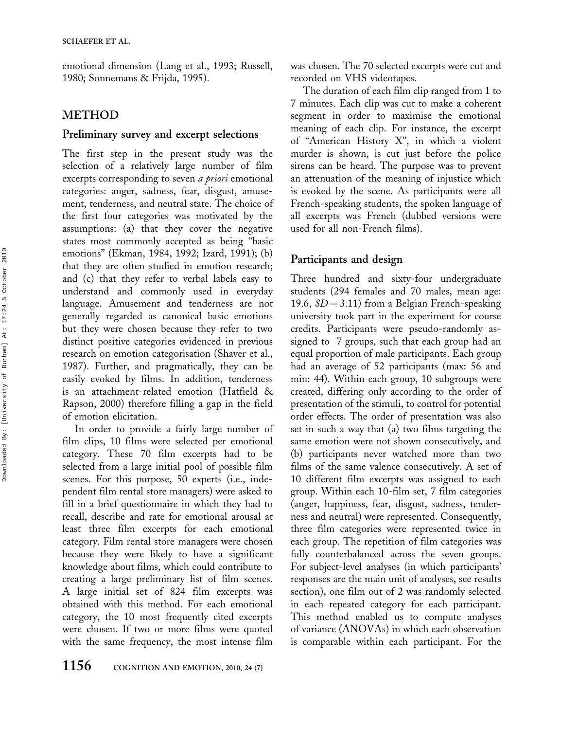emotional dimension (Lang et al., 1993; Russell, 1980; Sonnemans & Frijda, 1995).

## METHOD

### Preliminary survey and excerpt selections

The first step in the present study was the selection of a relatively large number of film excerpts corresponding to seven *a priori* emotional categories: anger, sadness, fear, disgust, amusement, tenderness, and neutral state. The choice of the first four categories was motivated by the assumptions: (a) that they cover the negative states most commonly accepted as being "basic emotions" (Ekman, 1984, 1992; Izard, 1991); (b) that they are often studied in emotion research; and (c) that they refer to verbal labels easy to understand and commonly used in everyday language. Amusement and tenderness are not generally regarded as canonical basic emotions but they were chosen because they refer to two distinct positive categories evidenced in previous research on emotion categorisation (Shaver et al., 1987). Further, and pragmatically, they can be easily evoked by films. In addition, tenderness is an attachment-related emotion (Hatfield & Rapson, 2000) therefore filling a gap in the field of emotion elicitation.

In order to provide a fairly large number of film clips, 10 films were selected per emotional category. These 70 film excerpts had to be selected from a large initial pool of possible film scenes. For this purpose, 50 experts (i.e., independent film rental store managers) were asked to fill in a brief questionnaire in which they had to recall, describe and rate for emotional arousal at least three film excerpts for each emotional category. Film rental store managers were chosen because they were likely to have a significant knowledge about films, which could contribute to creating a large preliminary list of film scenes. A large initial set of 824 film excerpts was obtained with this method. For each emotional category, the 10 most frequently cited excerpts were chosen. If two or more films were quoted with the same frequency, the most intense film was chosen. The 70 selected excerpts were cut and recorded on VHS videotapes.

The duration of each film clip ranged from 1 to 7 minutes. Each clip was cut to make a coherent segment in order to maximise the emotional meaning of each clip. For instance, the excerpt of "American History X", in which a violent murder is shown, is cut just before the police sirens can be heard. The purpose was to prevent an attenuation of the meaning of injustice which is evoked by the scene. As participants were all French-speaking students, the spoken language of all excerpts was French (dubbed versions were used for all non-French films).

### Participants and design

Three hundred and sixty-four undergraduate students (294 females and 70 males, mean age: 19.6, $SD = 3.11$) from a Belgian French-speaking university took part in the experiment for course credits. Participants were pseudo-randomly assigned to 7 groups, such that each group had an equal proportion of male participants. Each group had an average of 52 participants (max: 56 and min: 44). Within each group, 10 subgroups were created, differing only according to the order of presentation of the stimuli, to control for potential order effects. The order of presentation was also set in such a way that (a) two films targeting the same emotion were not shown consecutively, and (b) participants never watched more than two films of the same valence consecutively. A set of 10 different film excerpts was assigned to each group. Within each 10-film set, 7 film categories (anger, happiness, fear, disgust, sadness, tenderness and neutral) were represented. Consequently, three film categories were represented twice in each group. The repetition of film categories was fully counterbalanced across the seven groups. For subject-level analyses (in which participants' responses are the main unit of analyses, see results section), one film out of 2 was randomly selected in each repeated category for each participant. This method enabled us to compute analyses of variance (ANOVAs) in which each observation is comparable within each participant. For the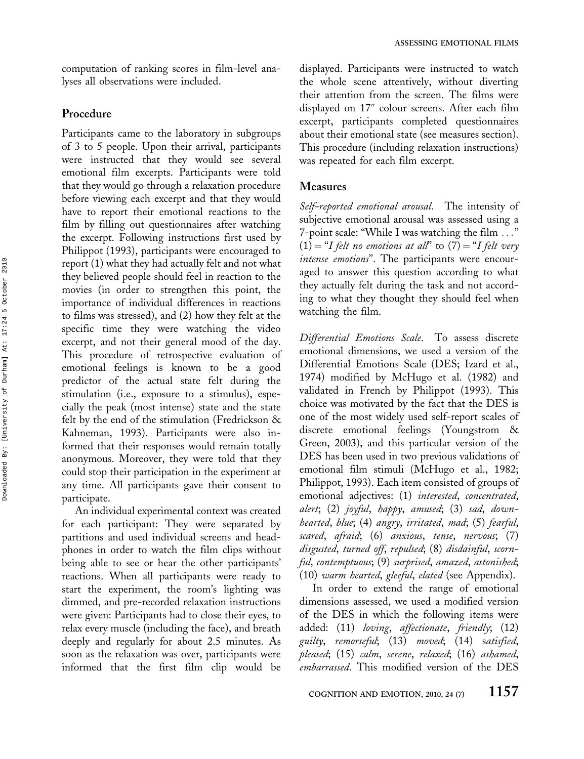computation of ranking scores in film-level analyses all observations were included.

## Procedure

Participants came to the laboratory in subgroups of 3 to 5 people. Upon their arrival, participants were instructed that they would see several emotional film excerpts. Participants were told that they would go through a relaxation procedure before viewing each excerpt and that they would have to report their emotional reactions to the film by filling out questionnaires after watching the excerpt. Following instructions first used by Philippot (1993), participants were encouraged to report (1) what they had actually felt and not what they believed people should feel in reaction to the movies (in order to strengthen this point, the importance of individual differences in reactions to films was stressed), and (2) how they felt at the specific time they were watching the video excerpt, and not their general mood of the day. This procedure of retrospective evaluation of emotional feelings is known to be a good predictor of the actual state felt during the stimulation (i.e., exposure to a stimulus), especially the peak (most intense) state and the state felt by the end of the stimulation (Fredrickson & Kahneman, 1993). Participants were also informed that their responses would remain totally anonymous. Moreover, they were told that they could stop their participation in the experiment at any time. All participants gave their consent to participate.

An individual experimental context was created for each participant: They were separated by partitions and used individual screens and headphones in order to watch the film clips without being able to see or hear the other participants' reactions. When all participants were ready to start the experiment, the room's lighting was dimmed, and pre-recorded relaxation instructions were given: Participants had to close their eyes, to relax every muscle (including the face), and breath deeply and regularly for about 2.5 minutes. As soon as the relaxation was over, participants were informed that the first film clip would be displayed. Participants were instructed to watch the whole scene attentively, without diverting their attention from the screen. The films were displayed on 17″ colour screens. After each film excerpt, participants completed questionnaires about their emotional state (see measures section). This procedure (including relaxation instructions) was repeated for each film excerpt.

## Measures

*Self-reported emotional arousal*. The intensity of subjective emotional arousal was assessed using a 7-point scale: "While I was watching the film ..." (1) = "*I felt no emotions at all*" to (7) = "*I felt very intense emotions*". The participants were encouraged to answer this question according to what they actually felt during the task and not according to what they thought they should feel when watching the film.

*Differential Emotions Scale*. To assess discrete emotional dimensions, we used a version of the Differential Emotions Scale (DES; Izard et al., 1974) modified by McHugo et al. (1982) and validated in French by Philippot (1993). This choice was motivated by the fact that the DES is one of the most widely used self-report scales of discrete emotional feelings (Youngstrom & Green, 2003), and this particular version of the DES has been used in two previous validations of emotional film stimuli (McHugo et al., 1982; Philippot, 1993). Each item consisted of groups of emotional adjectives: (1) *interested*, *concentrated*, *alert*; (2) *joyful*, *happy*, *amused*; (3) *sad*, *downhearted*, *blue*; (4) *angry*, *irritated*, *mad*; (5) *fearful*, *scared*, *afraid*; (6) *anxious*, *tense*, *nervous*; (7) *disgusted*, *turned off*, *repulsed*; (8) *disdainful*, *scornful*, *contemptuous*; (9) *surprised*, *amazed*, *astonished*; (10) *warm hearted*, *gleeful*, *elated* (see Appendix).

In order to extend the range of emotional dimensions assessed, we used a modified version of the DES in which the following items were added: (11) *loving*, *affectionate*, *friendly*; (12) *guilty*, *remorseful*; (13) *moved*; (14) *satisfied*, *pleased*; (15) *calm*, *serene*, *relaxed*; (16) *ashamed*, *embarrassed*. This modified version of the DES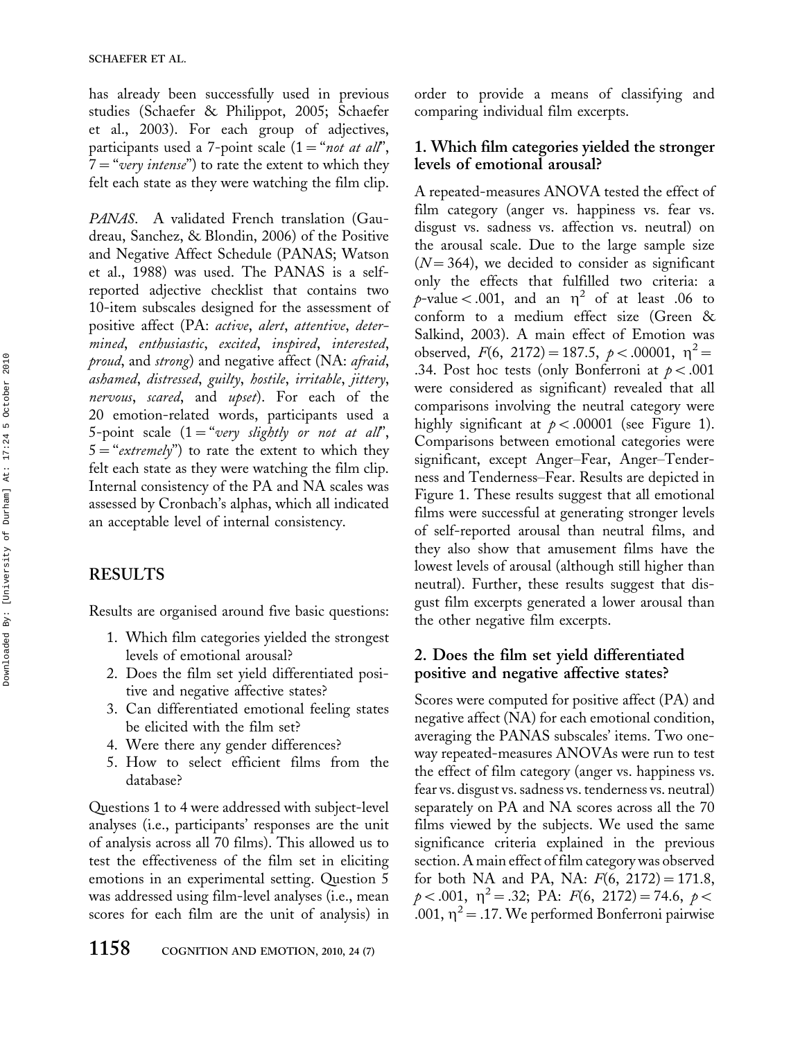has already been successfully used in previous studies (Schaefer & Philippot, 2005; Schaefer et al., 2003). For each group of adjectives, participants used a 7-point scale (1 = "*not at all*", 7 = "*very intense*") to rate the extent to which they felt each state as they were watching the film clip.

*PANAS*. A validated French translation (Gaudreau, Sanchez, & Blondin, 2006) of the Positive and Negative Affect Schedule (PANAS; Watson et al., 1988) was used. The PANAS is a self-reported adjective checklist that contains two 10-item subscales designed for the assessment of positive affect (PA: *active*, *alert*, *attentive*, *determined*, *enthusiastic*, *excited*, *inspired*, *interested*, *proud*, and *strong*) and negative affect (NA: *afraid*, *ashamed*, *distressed*, *guilty*, *hostile*, *irritable*, *jittery*, *nervous*, *scared*, and *upset*). For each of the 20 emotion-related words, participants used a 5-point scale (1 = "*very slightly or not at all*", 5 = "*extremely*") to rate the extent to which they felt each state as they were watching the film clip. Internal consistency of the PA and NA scales was assessed by Cronbach's alphas, which all indicated an acceptable level of internal consistency.

## RESULTS

Results are organised around five basic questions:

1. Which film categories yielded the strongest levels of emotional arousal?
2. Does the film set yield differentiated positive and negative affective states?
3. Can differentiated emotional feeling states be elicited with the film set?
4. Were there any gender differences?
5. How to select efficient films from the database?

Questions 1 to 4 were addressed with subject-level analyses (i.e., participants' responses are the unit of analysis across all 70 films). This allowed us to test the effectiveness of the film set in eliciting emotions in an experimental setting. Question 5 was addressed using film-level analyses (i.e., mean scores for each film are the unit of analysis) in order to provide a means of classifying and comparing individual film excerpts.

### 1. Which film categories yielded the stronger levels of emotional arousal?

A repeated-measures ANOVA tested the effect of film category (anger vs. happiness vs. fear vs. disgust vs. sadness vs. affection vs. neutral) on the arousal scale. Due to the large sample size ($N = 364$), we decided to consider as significant only the effects that fulfilled two criteria: a $p$-value $< .001$, and an $\eta^2$ of at least .06 to conform to a medium effect size (Green & Salkind, 2003). A main effect of Emotion was observed, $F(6, 2172) = 187.5$, $p < .00001$, $\eta^2 = .34$. Post hoc tests (only Bonferroni at $p < .001$ were considered as significant) revealed that all comparisons involving the neutral category were highly significant at $p < .00001$ (see Figure 1). Comparisons between emotional categories were significant, except Anger–Fear, Anger–Tenderness and Tenderness–Fear. Results are depicted in Figure 1. These results suggest that all emotional films were successful at generating stronger levels of self-reported arousal than neutral films, and they also show that amusement films have the lowest levels of arousal (although still higher than neutral). Further, these results suggest that disgust film excerpts generated a lower arousal than the other negative film excerpts.

### 2. Does the film set yield differentiated positive and negative affective states?

Scores were computed for positive affect (PA) and negative affect (NA) for each emotional condition, averaging the PANAS subscales' items. Two one-way repeated-measures ANOVAs were run to test the effect of film category (anger vs. happiness vs. fear vs. disgust vs. sadness vs. tenderness vs. neutral) separately on PA and NA scores across all the 70 films viewed by the subjects. We used the same significance criteria explained in the previous section. A main effect of film category was observed for both NA and PA, NA: $F(6, 2172) = 171.8$, $p < .001$, $\eta^2 = .32$; PA: $F(6, 2172) = 74.6$, $p < .001$, $\eta^2 = .17$. We performed Bonferroni pairwise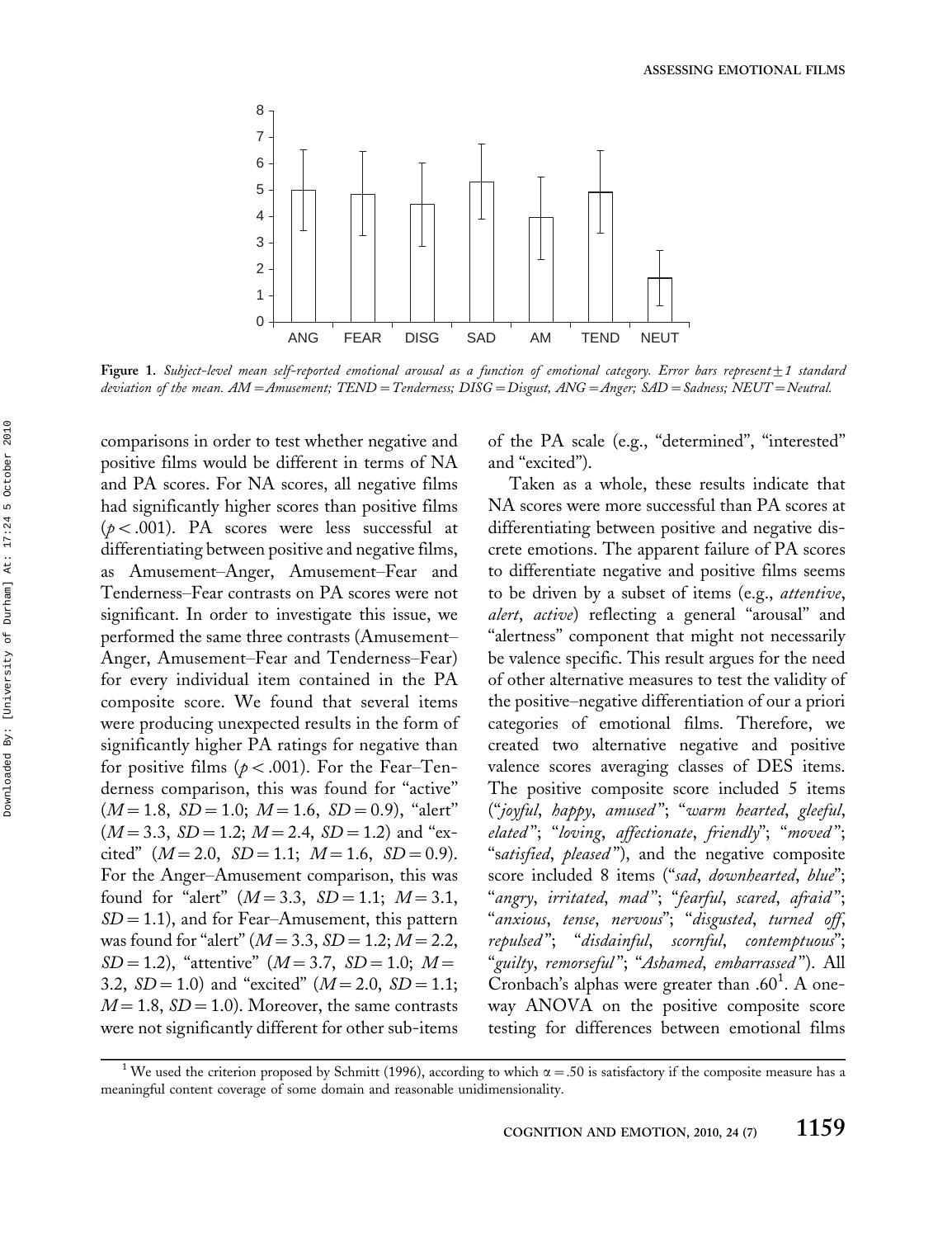Figure 1. *Subject-level mean self-reported emotional arousal as a function of emotional category. Error bars represent ±1 standard deviation of the mean. AM = Amusement; TEND = Tenderness; DISG = Disgust, ANG = Anger; SAD = Sadness; NEUT = Neutral.*

comparisons in order to test whether negative and positive films would be different in terms of NA and PA scores. For NA scores, all negative films had significantly higher scores than positive films ($p < .001$). PA scores were less successful at differentiating between positive and negative films, as Amusement–Anger, Amusement–Fear and Tenderness–Fear contrasts on PA scores were not significant. In order to investigate this issue, we performed the same three contrasts (Amusement–Anger, Amusement–Fear and Tenderness–Fear) for every individual item contained in the PA composite score. We found that several items were producing unexpected results in the form of significantly higher PA ratings for negative than for positive films ($p < .001$). For the Fear–Tenderness comparison, this was found for "active" ($M = 1.8$, $SD = 1.0$; $M = 1.6$, $SD = 0.9$), "alert" ($M = 3.3$, $SD = 1.2$; $M = 2.4$, $SD = 1.2$) and "excited" ($M = 2.0$, $SD = 1.1$; $M = 1.6$, $SD = 0.9$). For the Anger–Amusement comparison, this was found for "alert" ($M = 3.3$, $SD = 1.1$; $M = 3.1$, $SD = 1.1$), and for Fear–Amusement, this pattern was found for "alert" ($M = 3.3$, $SD = 1.2$; $M = 2.2$, $SD = 1.2$), "attentive" ($M = 3.7$, $SD = 1.0$; $M = 3.2$, $SD = 1.0$) and "excited" ($M = 2.0$, $SD = 1.1$; $M = 1.8$, $SD = 1.0$). Moreover, the same contrasts were not significantly different for other sub-items of the PA scale (e.g., "determined", "interested" and "excited").

Taken as a whole, these results indicate that NA scores were more successful than PA scores at differentiating between positive and negative discrete emotions. The apparent failure of PA scores to differentiate negative and positive films seems to be driven by a subset of items (e.g., *attentive*, *alert*, *active*) reflecting a general "arousal" and "alertness" component that might not necessarily be valence specific. This result argues for the need of other alternative measures to test the validity of the positive–negative differentiation of our a priori categories of emotional films. Therefore, we created two alternative negative and positive valence scores averaging classes of DES items. The positive composite score included 5 items ("*joyful*, *happy*, *amused*"; "*warm hearted*, *gleeful*, *elated*"; "*loving*, *affectionate*, *friendly*"; "*moved*"; "*satisfied*, *pleased*"), and the negative composite score included 8 items ("*sad*, *downhearted*, *blue*"; "*angry*, *irritated*, *mad*"; "*fearful*, *scared*, *afraid*"; "*anxious*, *tense*, *nervous*"; "*disgusted*, *turned off*, *repulsed*"; "*disdainful*, *scornful*, *contemptuous*"; "*guilty*, *remorseful*"; "*Ashamed*, *embarrassed*"). All Cronbach's alphas were greater than .60[1]. A one-way ANOVA on the positive composite score testing for differences between emotional films

[1] We used the criterion proposed by Schmitt (1996), according to which $\alpha = .50$ is satisfactory if the composite measure has a meaningful content coverage of some domain and reasonable unidimensionality.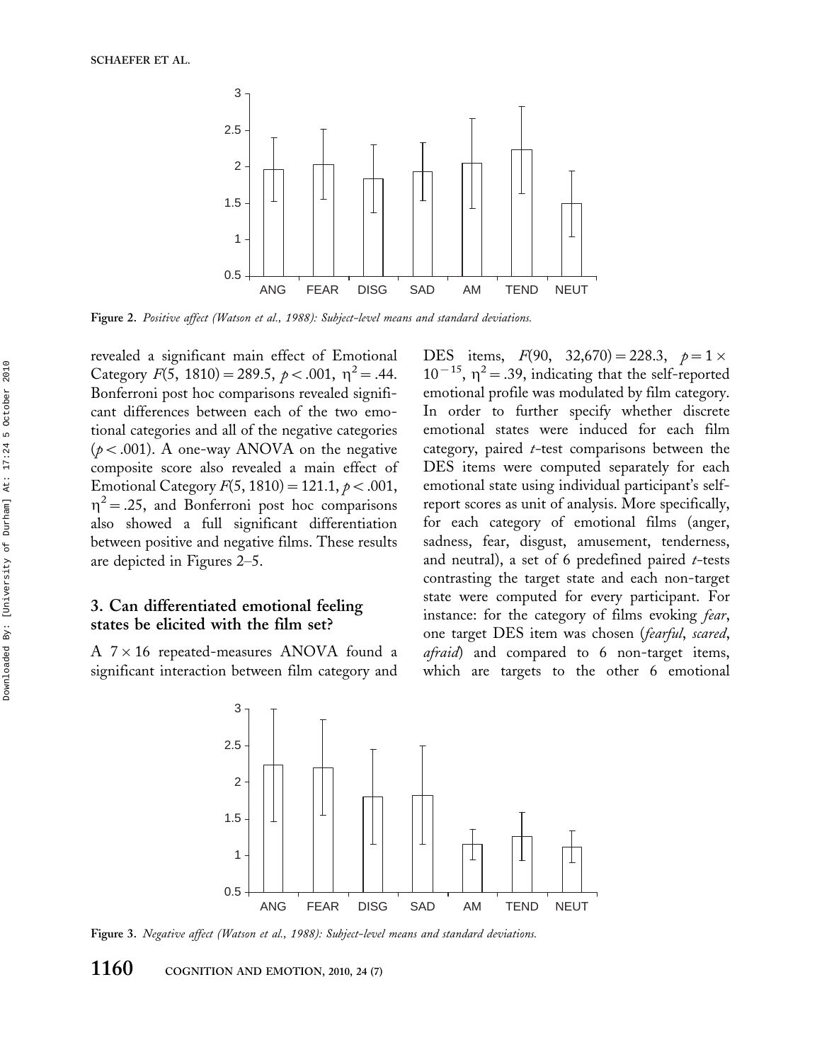Figure 2. *Positive affect (Watson et al., 1988): Subject-level means and standard deviations.*

revealed a significant main effect of Emotional Category $F(5, 1810) = 289.5$, $p < .001$, $\eta^2 = .44$. Bonferroni post hoc comparisons revealed significant differences between each of the two emotional categories and all of the negative categories ($p < .001$). A one-way ANOVA on the negative composite score also revealed a main effect of Emotional Category $F(5, 1810) = 121.1$, $p < .001$, $\eta^2 = .25$, and Bonferroni post hoc comparisons also showed a full significant differentiation between positive and negative films. These results are depicted in Figures 2–5.

## 3. Can differentiated emotional feeling states be elicited with the film set?

A $7 \times 16$ repeated-measures ANOVA found a significant interaction between film category and DES items, $F(90, 32{,}670) = 228.3$, $p = 1 \times 10^{-15}$, $\eta^2 = .39$, indicating that the self-reported emotional profile was modulated by film category. In order to further specify whether discrete emotional states were induced for each film category, paired *t*-test comparisons between the DES items were computed separately for each emotional state using individual participant's self-report scores as unit of analysis. More specifically, for each category of emotional films (anger, sadness, fear, disgust, amusement, tenderness, and neutral), a set of 6 predefined paired *t*-tests contrasting the target state and each non-target state were computed for every participant. For instance: for the category of films evoking *fear*, one target DES item was chosen (*fearful*, *scared*, *afraid*) and compared to 6 non-target items, which are targets to the other 6 emotional

Figure 3. *Negative affect (Watson et al., 1988): Subject-level means and standard deviations.*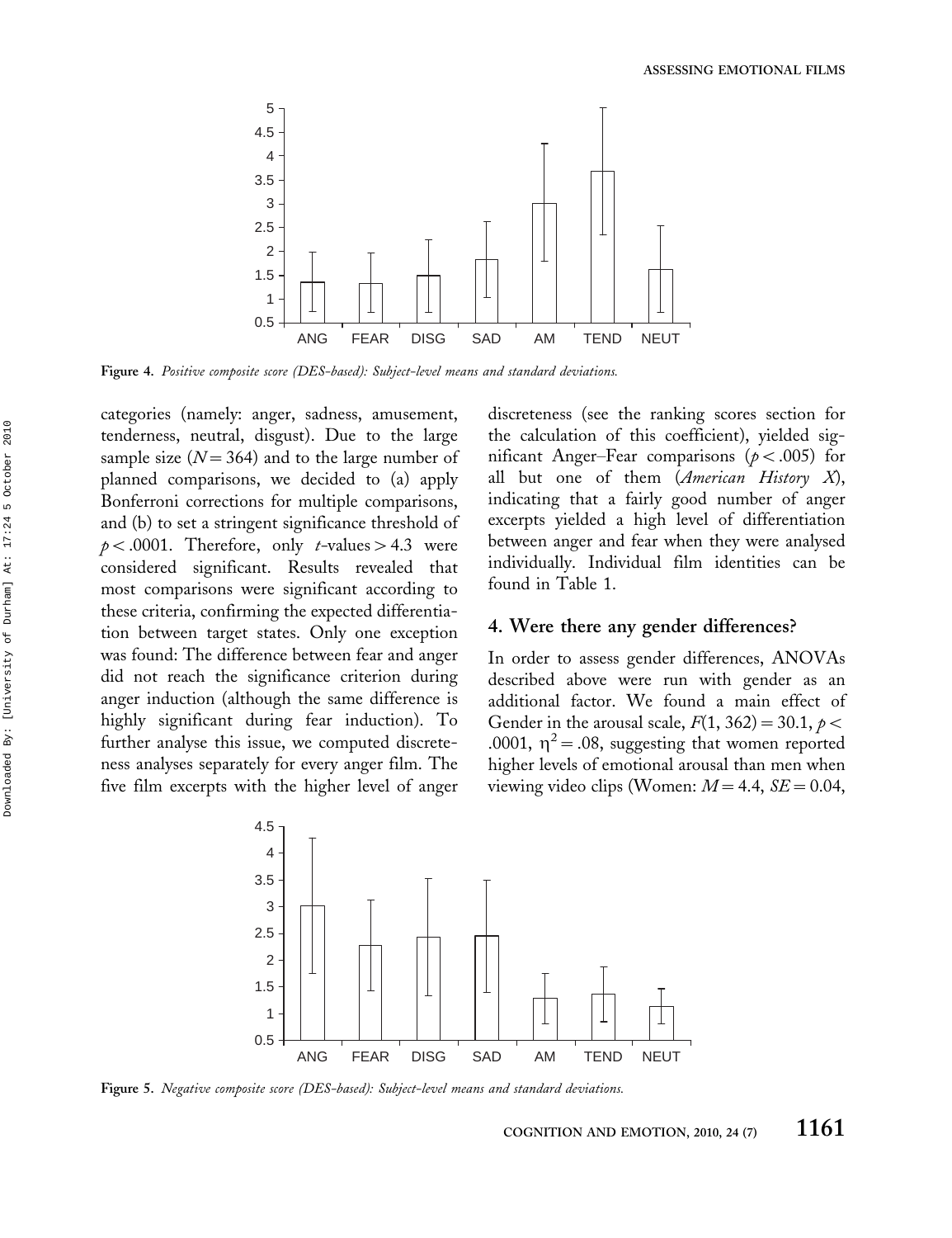Figure 4. *Positive composite score (DES-based): Subject-level means and standard deviations.*

categories (namely: anger, sadness, amusement, tenderness, neutral, disgust). Due to the large sample size ($N = 364$) and to the large number of planned comparisons, we decided to (a) apply Bonferroni corrections for multiple comparisons, and (b) to set a stringent significance threshold of $p < .0001$. Therefore, only $t$-values $> 4.3$ were considered significant. Results revealed that most comparisons were significant according to these criteria, confirming the expected differentiation between target states. Only one exception was found: The difference between fear and anger did not reach the significance criterion during anger induction (although the same difference is highly significant during fear induction). To further analyse this issue, we computed discreteness analyses separately for every anger film. The five film excerpts with the higher level of anger discreteness (see the ranking scores section for the calculation of this coefficient), yielded significant Anger–Fear comparisons ($p < .005$) for all but one of them (*American History X*), indicating that a fairly good number of anger excerpts yielded a high level of differentiation between anger and fear when they were analysed individually. Individual film identities can be found in Table 1.

## 4. Were there any gender differences?

In order to assess gender differences, ANOVAs described above were run with gender as an additional factor. We found a main effect of Gender in the arousal scale, $F(1, 362) = 30.1$, $p < .0001$, $\eta^2 = .08$, suggesting that women reported higher levels of emotional arousal than men when viewing video clips (Women: $M = 4.4$, $SE = 0.04$,

Figure 5. *Negative composite score (DES-based): Subject-level means and standard deviations.*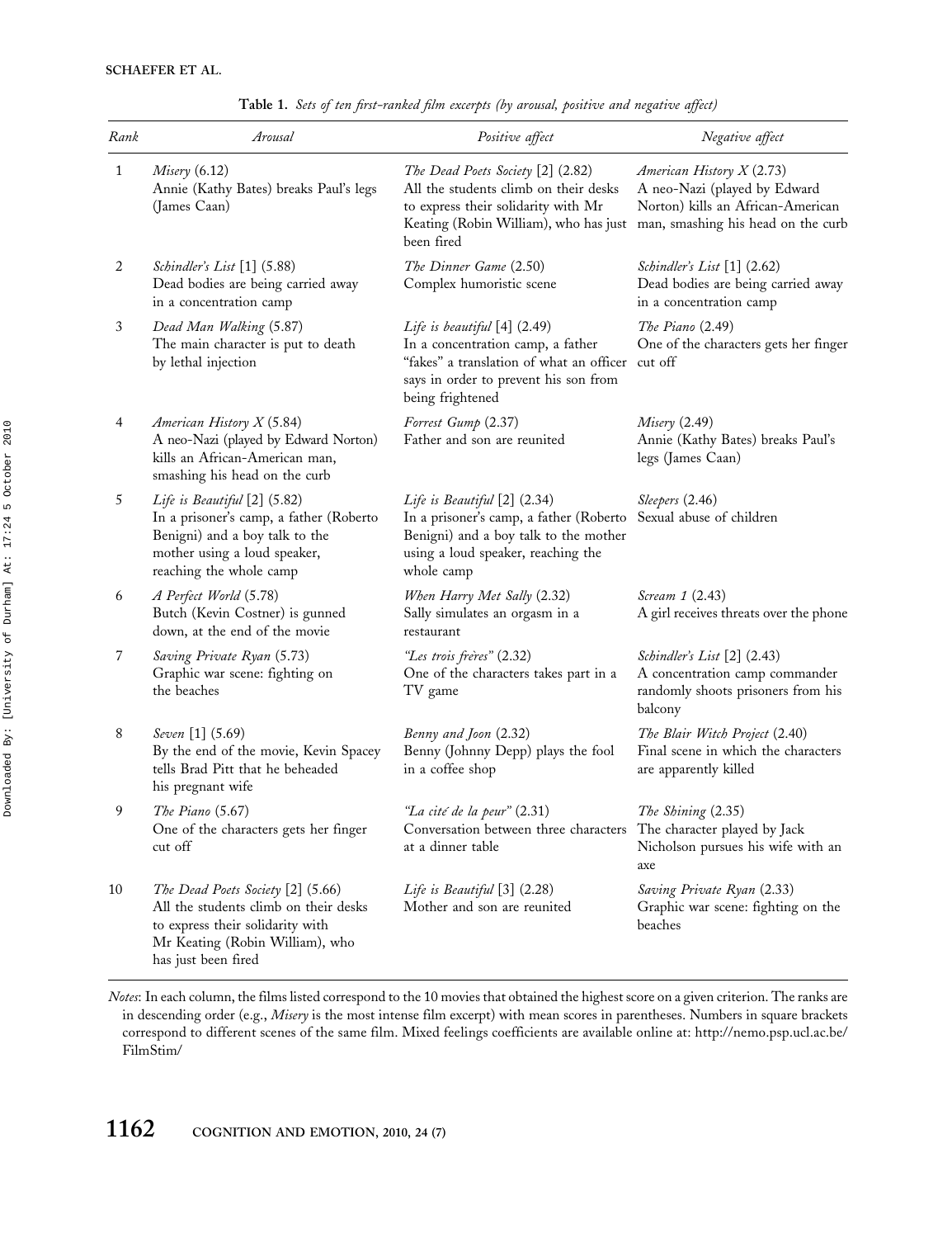**Table 1.** *Sets of ten first-ranked film excerpts (by arousal, positive and negative affect)*

| *Rank* | *Arousal* | *Positive affect* | *Negative affect* |
|---|---|---|---|
| 1 | *Misery* (6.12) Annie (Kathy Bates) breaks Paul's legs (James Caan) | *The Dead Poets Society* [2] (2.82) All the students climb on their desks to express their solidarity with Mr Keating (Robin William), who has just been fired | *American History X* (2.73) A neo-Nazi (played by Edward Norton) kills an African-American man, smashing his head on the curb |
| 2 | *Schindler's List* [1] (5.88) Dead bodies are being carried away in a concentration camp | *The Dinner Game* (2.50) Complex humoristic scene | *Schindler's List* [1] (2.62) Dead bodies are being carried away in a concentration camp |
| 3 | *Dead Man Walking* (5.87) The main character is put to death by lethal injection | *Life is beautiful* [4] (2.49) In a concentration camp, a father "fakes" a translation of what an officer says in order to prevent his son from being frightened | *The Piano* (2.49) One of the characters gets her finger cut off |
| 4 | *American History X* (5.84) A neo-Nazi (played by Edward Norton) kills an African-American man, smashing his head on the curb | *Forrest Gump* (2.37) Father and son are reunited | *Misery* (2.49) Annie (Kathy Bates) breaks Paul's legs (James Caan) |
| 5 | *Life is Beautiful* [2] (5.82) In a prisoner's camp, a father (Roberto Benigni) and a boy talk to the mother using a loud speaker, reaching the whole camp | *Life is Beautiful* [2] (2.34) In a prisoner's camp, a father (Roberto Benigni) and a boy talk to the mother using a loud speaker, reaching the whole camp | *Sleepers* (2.46) Sexual abuse of children |
| 6 | *A Perfect World* (5.78) Butch (Kevin Costner) is gunned down, at the end of the movie | *When Harry Met Sally* (2.32) Sally simulates an orgasm in a restaurant | *Scream 1* (2.43) A girl receives threats over the phone |
| 7 | *Saving Private Ryan* (5.73) Graphic war scene: fighting on the beaches | *"Les trois frères"* (2.32) One of the characters takes part in a TV game | *Schindler's List* [2] (2.43) A concentration camp commander randomly shoots prisoners from his balcony |
| 8 | *Seven* [1] (5.69) By the end of the movie, Kevin Spacey tells Brad Pitt that he beheaded his pregnant wife | *Benny and Joon* (2.32) Benny (Johnny Depp) plays the fool in a coffee shop | *The Blair Witch Project* (2.40) Final scene in which the characters are apparently killed |
| 9 | *The Piano* (5.67) One of the characters gets her finger cut off | *"La cité de la peur"* (2.31) Conversation between three characters at a dinner table | *The Shining* (2.35) The character played by Jack Nicholson pursues his wife with an axe |
| 10 | *The Dead Poets Society* [2] (5.66) All the students climb on their desks to express their solidarity with Mr Keating (Robin William), who has just been fired | *Life is Beautiful* [3] (2.28) Mother and son are reunited | *Saving Private Ryan* (2.33) Graphic war scene: fighting on the beaches |

*Notes*: In each column, the films listed correspond to the 10 movies that obtained the highest score on a given criterion. The ranks are in descending order (e.g., *Misery* is the most intense film excerpt) with mean scores in parentheses. Numbers in square brackets correspond to different scenes of the same film. Mixed feelings coefficients are available online at: http://nemo.psp.ucl.ac.be/FilmStim/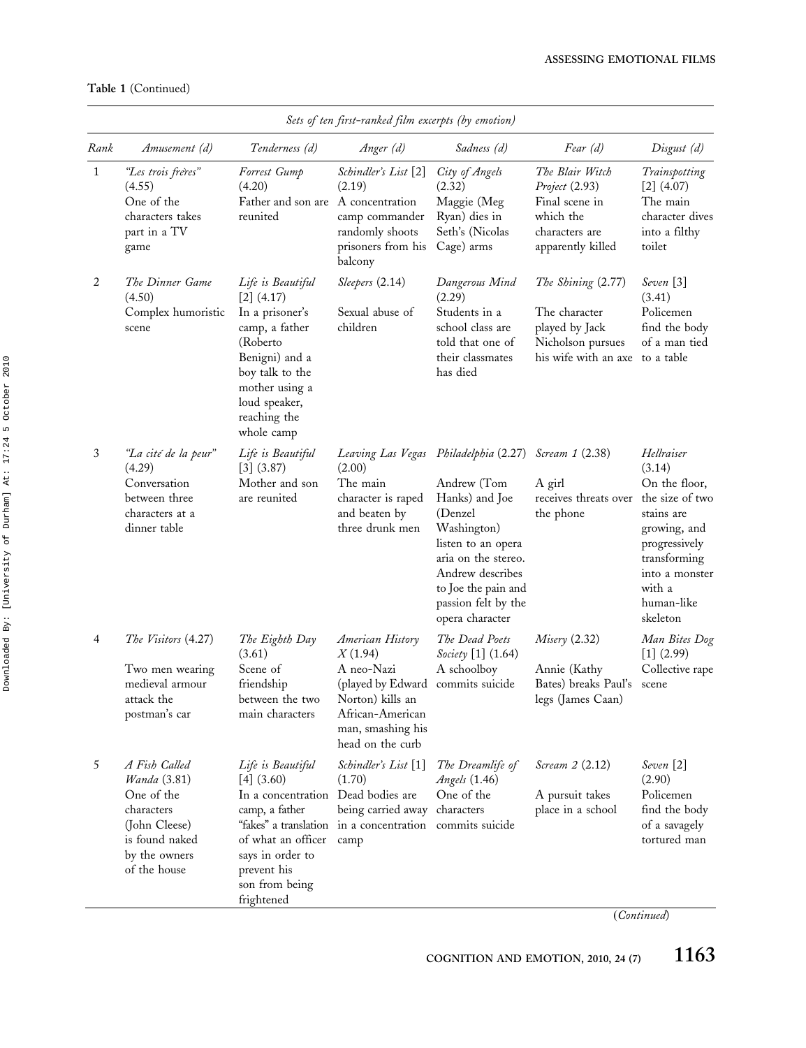**Table 1** (Continued)

| | Sets of ten first-ranked film excerpts (by emotion) | | | | | |
|---|---|---|---|---|---|---|
| *Rank* | *Amusement (d)* | *Tenderness (d)* | *Anger (d)* | *Sadness (d)* | *Fear (d)* | *Disgust (d)* |
| 1 | *"Les trois frères"* (4.55) One of the characters takes part in a TV game | *Forrest Gump* (4.20) Father and son are reunited | *Schindler's List* [2] (2.19) A concentration camp commander randomly shoots prisoners from his balcony | *City of Angels* (2.32) Maggie (Meg Ryan) dies in Seth's (Nicolas Cage) arms | *The Blair Witch Project* (2.93) Final scene in which the characters are apparently killed | *Trainspotting* [2] (4.07) The main character dives into a filthy toilet |
| 2 | *The Dinner Game* (4.50) Complex humoristic scene | *Life is Beautiful* [2] (4.17) In a prisoner's camp, a father (Roberto Benigni) and a boy talk to the mother using a loud speaker, reaching the whole camp | *Sleepers* (2.14) Sexual abuse of children | *Dangerous Mind* (2.29) Students in a school class are told that one of their classmates has died | *The Shining* (2.77) The character played by Jack Nicholson pursues his wife with an axe | *Seven* [3] (3.41) Policemen find the body of a man tied to a table |
| 3 | *"La cité de la peur"* (4.29) Conversation between three characters at a dinner table | *Life is Beautiful* [3] (3.87) Mother and son are reunited | *Leaving Las Vegas* (2.00) The main character is raped and beaten by three drunk men | *Philadelphia* (2.27) Andrew (Tom Hanks) and Joe (Denzel Washington) listen to an opera aria on the stereo. Andrew describes to Joe the pain and passion felt by the opera character | *Scream 1* (2.38) A girl receives threats over the phone | *Hellraiser* (3.14) On the floor, the size of two stains are growing, and progressively transforming into a monster with a human-like skeleton |
| 4 | *The Visitors* (4.27) Two men wearing medieval armour attack the postman's car | *The Eighth Day* (3.61) Scene of friendship between the two main characters | *American History X* (1.94) A neo-Nazi (played by Edward Norton) kills an African-American man, smashing his head on the curb | *The Dead Poets Society* [1] (1.64) A schoolboy commits suicide | *Misery* (2.32) Annie (Kathy Bates) breaks Paul's legs (James Caan) | *Man Bites Dog* [1] (2.99) Collective rape scene |
| 5 | *A Fish Called Wanda* (3.81) One of the characters (John Cleese) is found naked by the owners of the house | *Life is Beautiful* [4] (3.60) In a concentration camp, a father "fakes" a translation of what an officer says in order to prevent his son from being frightened | *Schindler's List* [1] (1.70) Dead bodies are being carried away in a concentration camp | *The Dreamlife of Angels* (1.46) One of the characters commits suicide | *Scream 2* (2.12) A pursuit takes place in a school | *Seven* [2] (2.90) Policemen find the body of a savagely tortured man |

(*Continued*)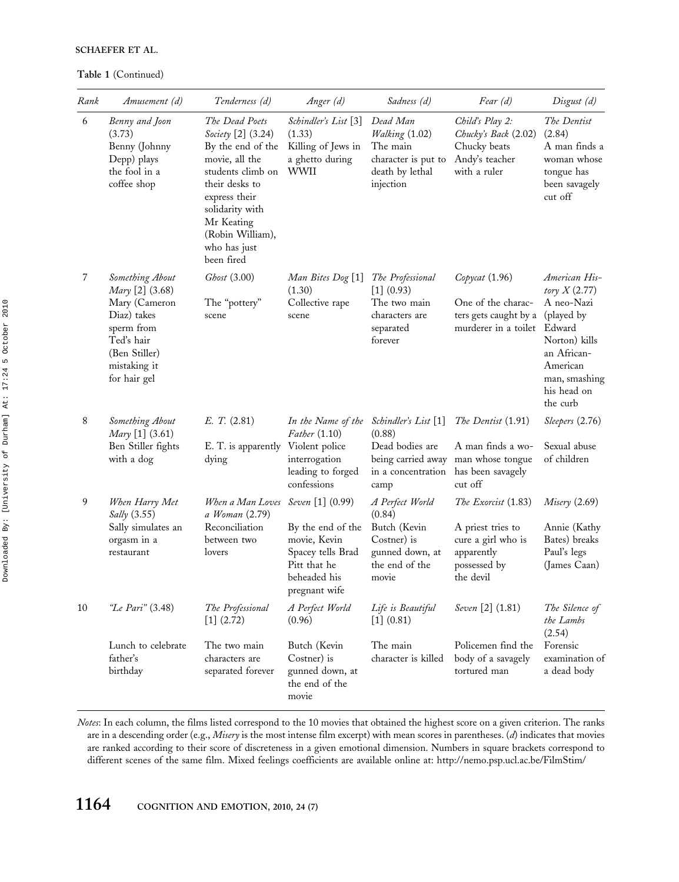**Table 1** (Continued)

| Rank | *Amusement (d)* | *Tenderness (d)* | *Anger (d)* | *Sadness (d)* | *Fear (d)* | *Disgust (d)* |
|---|---|---|---|---|---|---|
| 6 | *Benny and Joon* (3.73) Benny (Johnny Depp) plays the fool in a coffee shop | *The Dead Poets Society* [2] (3.24) By the end of the movie, all the students climb on their desks to express their solidarity with Mr Keating (Robin William), who has just been fired | *Schindler's List* [3] (1.33) Killing of Jews in a ghetto during WWII | *Dead Man Walking* (1.02) The main character is put to death by lethal injection | *Child's Play 2: Chucky's Back* (2.02) Chucky beats Andy's teacher with a ruler | *The Dentist* (2.84) A man finds a woman whose tongue has been savagely cut off |
| 7 | *Something About Mary* [2] (3.68) Mary (Cameron Diaz) takes sperm from Ted's hair (Ben Stiller) mistaking it for hair gel | *Ghost* (3.00) The "pottery" scene | *Man Bites Dog* [1] (1.30) Collective rape scene | *The Professional* [1] (0.93) The two main characters are separated forever | *Copycat* (1.96) One of the characters gets caught by a murderer in a toilet | *American History X* (2.77) A neo-Nazi (played by Edward Norton) kills an African-American man, smashing his head on the curb |
| 8 | *Something About Mary* [1] (3.61) Ben Stiller fights with a dog | *E. T.* (2.81) E. T. is apparently dying | *In the Name of the Father* (1.10) Violent police interrogation leading to forged confessions | *Schindler's List* [1] (0.88) Dead bodies are being carried away in a concentration camp | *The Dentist* (1.91) A man finds a woman whose tongue has been savagely cut off | *Sleepers* (2.76) Sexual abuse of children |
| 9 | *When Harry Met Sally* (3.55) Sally simulates an orgasm in a restaurant | *When a Man Loves a Woman* (2.79) Reconciliation between two lovers | *Seven* [1] (0.99) By the end of the movie, Kevin Spacey tells Brad Pitt that he beheaded his pregnant wife | *A Perfect World* (0.84) Butch (Kevin Costner) is gunned down, at the end of the movie | *The Exorcist* (1.83) A priest tries to cure a girl who is apparently possessed by the devil | *Misery* (2.69) Annie (Kathy Bates) breaks Paul's legs (James Caan) |
| 10 | *"Le Pari"* (3.48) Lunch to celebrate father's birthday | *The Professional* [1] (2.72) The two main characters are separated forever | *A Perfect World* (0.96) Butch (Kevin Costner) is gunned down, at the end of the movie | *Life is Beautiful* [1] (0.81) The main character is killed | *Seven* [2] (1.81) Policemen find the body of a savagely tortured man | *The Silence of the Lambs* (2.54) Forensic examination of a dead body |

*Notes*: In each column, the films listed correspond to the 10 movies that obtained the highest score on a given criterion. The ranks are in a descending order (e.g., *Misery* is the most intense film excerpt) with mean scores in parentheses. (*d*) indicates that movies are ranked according to their score of discreteness in a given emotional dimension. Numbers in square brackets correspond to different scenes of the same film. Mixed feelings coefficients are available online at: http://nemo.psp.ucl.ac.be/FilmStim/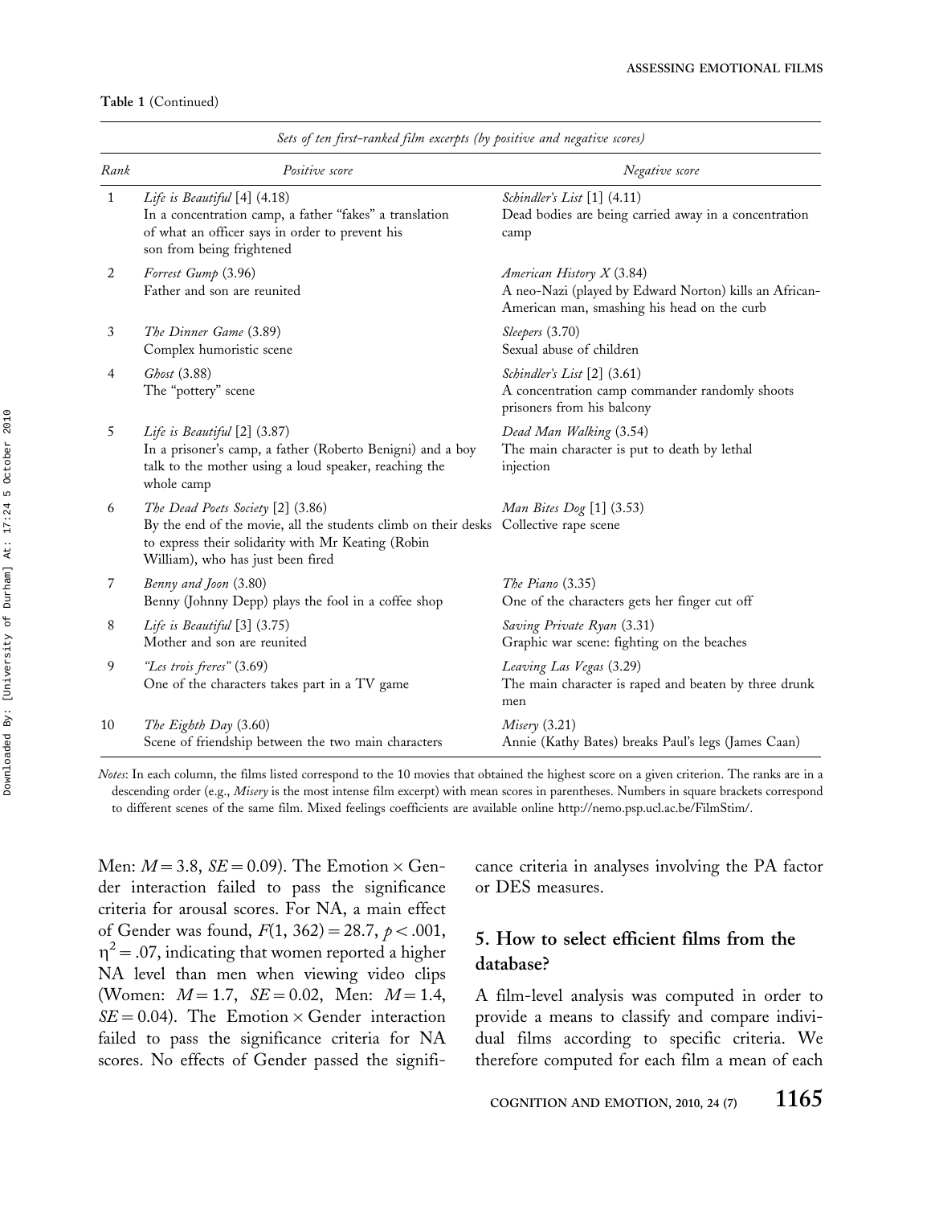**Table 1** (Continued)

| | *Sets of ten first-ranked film excerpts (by positive and negative scores)* | |
|---|---|---|
| *Rank* | *Positive score* | *Negative score* |
| 1 | *Life is Beautiful* [4] (4.18) In a concentration camp, a father "fakes" a translation of what an officer says in order to prevent his son from being frightened | *Schindler's List* [1] (4.11) Dead bodies are being carried away in a concentration camp |
| 2 | *Forrest Gump* (3.96) Father and son are reunited | *American History X* (3.84) A neo-Nazi (played by Edward Norton) kills an African-American man, smashing his head on the curb |
| 3 | *The Dinner Game* (3.89) Complex humoristic scene | *Sleepers* (3.70) Sexual abuse of children |
| 4 | *Ghost* (3.88) The "pottery" scene | *Schindler's List* [2] (3.61) A concentration camp commander randomly shoots prisoners from his balcony |
| 5 | *Life is Beautiful* [2] (3.87) In a prisoner's camp, a father (Roberto Benigni) and a boy talk to the mother using a loud speaker, reaching the whole camp | *Dead Man Walking* (3.54) The main character is put to death by lethal injection |
| 6 | *The Dead Poets Society* [2] (3.86) By the end of the movie, all the students climb on their desks to express their solidarity with Mr Keating (Robin William), who has just been fired | *Man Bites Dog* [1] (3.53) Collective rape scene |
| 7 | *Benny and Joon* (3.80) Benny (Johnny Depp) plays the fool in a coffee shop | *The Piano* (3.35) One of the characters gets her finger cut off |
| 8 | *Life is Beautiful* [3] (3.75) Mother and son are reunited | *Saving Private Ryan* (3.31) Graphic war scene: fighting on the beaches |
| 9 | *"Les trois freres"* (3.69) One of the characters takes part in a TV game | *Leaving Las Vegas* (3.29) The main character is raped and beaten by three drunk men |
| 10 | *The Eighth Day* (3.60) Scene of friendship between the two main characters | *Misery* (3.21) Annie (Kathy Bates) breaks Paul's legs (James Caan) |

*Notes*: In each column, the films listed correspond to the 10 movies that obtained the highest score on a given criterion. The ranks are in a descending order (e.g., *Misery* is the most intense film excerpt) with mean scores in parentheses. Numbers in square brackets correspond to different scenes of the same film. Mixed feelings coefficients are available online http://nemo.psp.ucl.ac.be/FilmStim/.

Men: $M = 3.8$, $SE = 0.09$). The Emotion × Gender interaction failed to pass the significance criteria for arousal scores. For NA, a main effect of Gender was found, $F(1, 362) = 28.7$, $p < .001$, $\eta^2 = .07$, indicating that women reported a higher NA level than men when viewing video clips (Women: $M = 1.7$, $SE = 0.02$, Men: $M = 1.4$, $SE = 0.04$). The Emotion × Gender interaction failed to pass the significance criteria for NA scores. No effects of Gender passed the significance criteria in analyses involving the PA factor or DES measures.

## 5. How to select efficient films from the database?

A film-level analysis was computed in order to provide a means to classify and compare individual films according to specific criteria. We therefore computed for each film a mean of each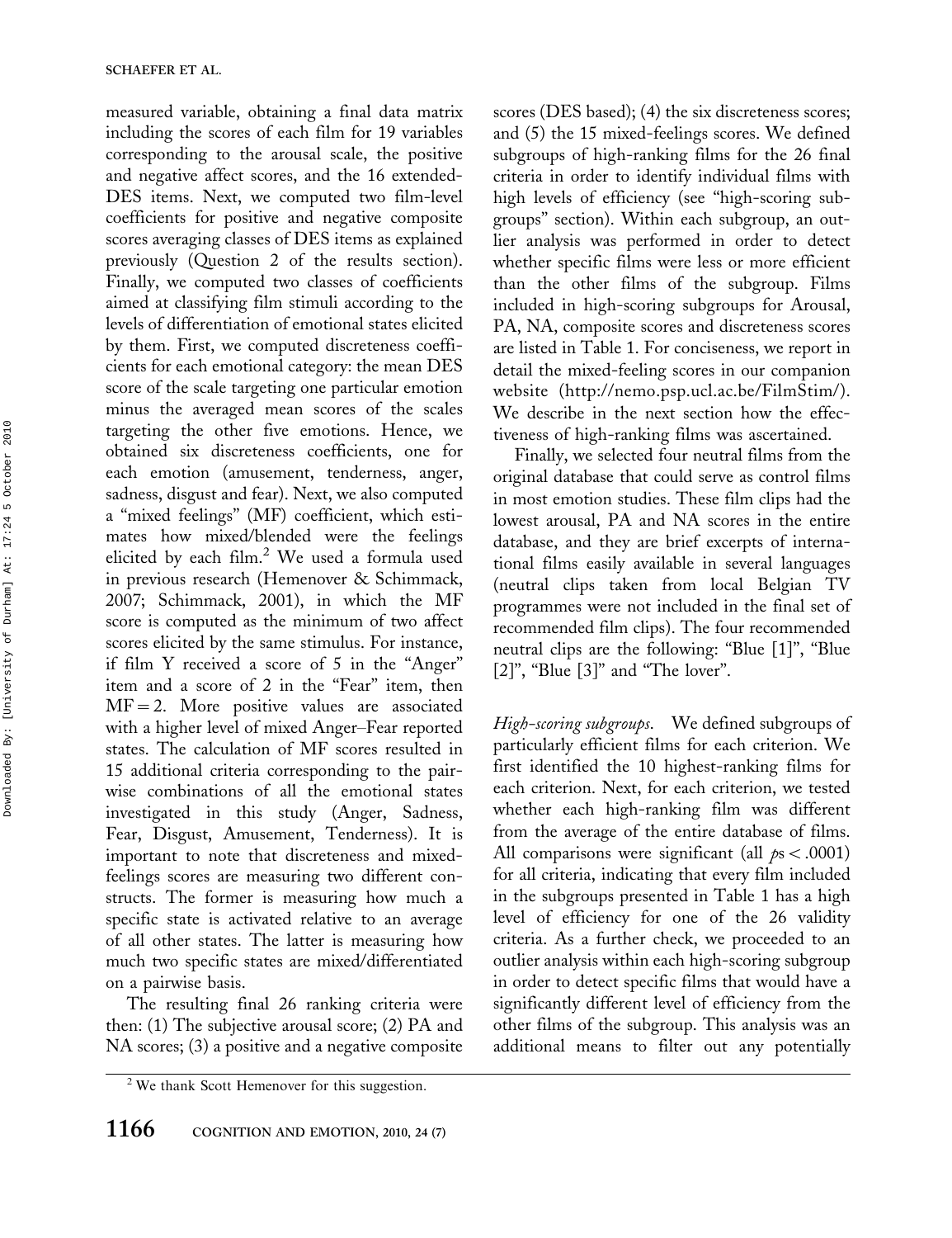measured variable, obtaining a final data matrix including the scores of each film for 19 variables corresponding to the arousal scale, the positive and negative affect scores, and the 16 extended-DES items. Next, we computed two film-level coefficients for positive and negative composite scores averaging classes of DES items as explained previously (Question 2 of the results section). Finally, we computed two classes of coefficients aimed at classifying film stimuli according to the levels of differentiation of emotional states elicited by them. First, we computed discreteness coefficients for each emotional category: the mean DES score of the scale targeting one particular emotion minus the averaged mean scores of the scales targeting the other five emotions. Hence, we obtained six discreteness coefficients, one for each emotion (amusement, tenderness, anger, sadness, disgust and fear). Next, we also computed a "mixed feelings" (MF) coefficient, which estimates how mixed/blended were the feelings elicited by each film.[2] We used a formula used in previous research (Hemenover & Schimmack, 2007; Schimmack, 2001), in which the MF score is computed as the minimum of two affect scores elicited by the same stimulus. For instance, if film Y received a score of 5 in the "Anger" item and a score of 2 in the "Fear" item, then $\mathrm{MF} = 2$. More positive values are associated with a higher level of mixed Anger–Fear reported states. The calculation of MF scores resulted in 15 additional criteria corresponding to the pairwise combinations of all the emotional states investigated in this study (Anger, Sadness, Fear, Disgust, Amusement, Tenderness). It is important to note that discreteness and mixed-feelings scores are measuring two different constructs. The former is measuring how much a specific state is activated relative to an average of all other states. The latter is measuring how much two specific states are mixed/differentiated on a pairwise basis.

The resulting final 26 ranking criteria were then: (1) The subjective arousal score; (2) PA and NA scores; (3) a positive and a negative composite scores (DES based); (4) the six discreteness scores; and (5) the 15 mixed-feelings scores. We defined subgroups of high-ranking films for the 26 final criteria in order to identify individual films with high levels of efficiency (see "high-scoring subgroups" section). Within each subgroup, an outlier analysis was performed in order to detect whether specific films were less or more efficient than the other films of the subgroup. Films included in high-scoring subgroups for Arousal, PA, NA, composite scores and discreteness scores are listed in Table 1. For conciseness, we report in detail the mixed-feeling scores in our companion website (http://nemo.psp.ucl.ac.be/FilmStim/). We describe in the next section how the effectiveness of high-ranking films was ascertained.

Finally, we selected four neutral films from the original database that could serve as control films in most emotion studies. These film clips had the lowest arousal, PA and NA scores in the entire database, and they are brief excerpts of international films easily available in several languages (neutral clips taken from local Belgian TV programmes were not included in the final set of recommended film clips). The four recommended neutral clips are the following: "Blue [1]", "Blue [2]", "Blue [3]" and "The lover".

*High-scoring subgroups.* We defined subgroups of particularly efficient films for each criterion. We first identified the 10 highest-ranking films for each criterion. Next, for each criterion, we tested whether each high-ranking film was different from the average of the entire database of films. All comparisons were significant (all $p\text{s} < .0001$) for all criteria, indicating that every film included in the subgroups presented in Table 1 has a high level of efficiency for one of the 26 validity criteria. As a further check, we proceeded to an outlier analysis within each high-scoring subgroup in order to detect specific films that would have a significantly different level of efficiency from the other films of the subgroup. This analysis was an additional means to filter out any potentially

[2] We thank Scott Hemenover for this suggestion.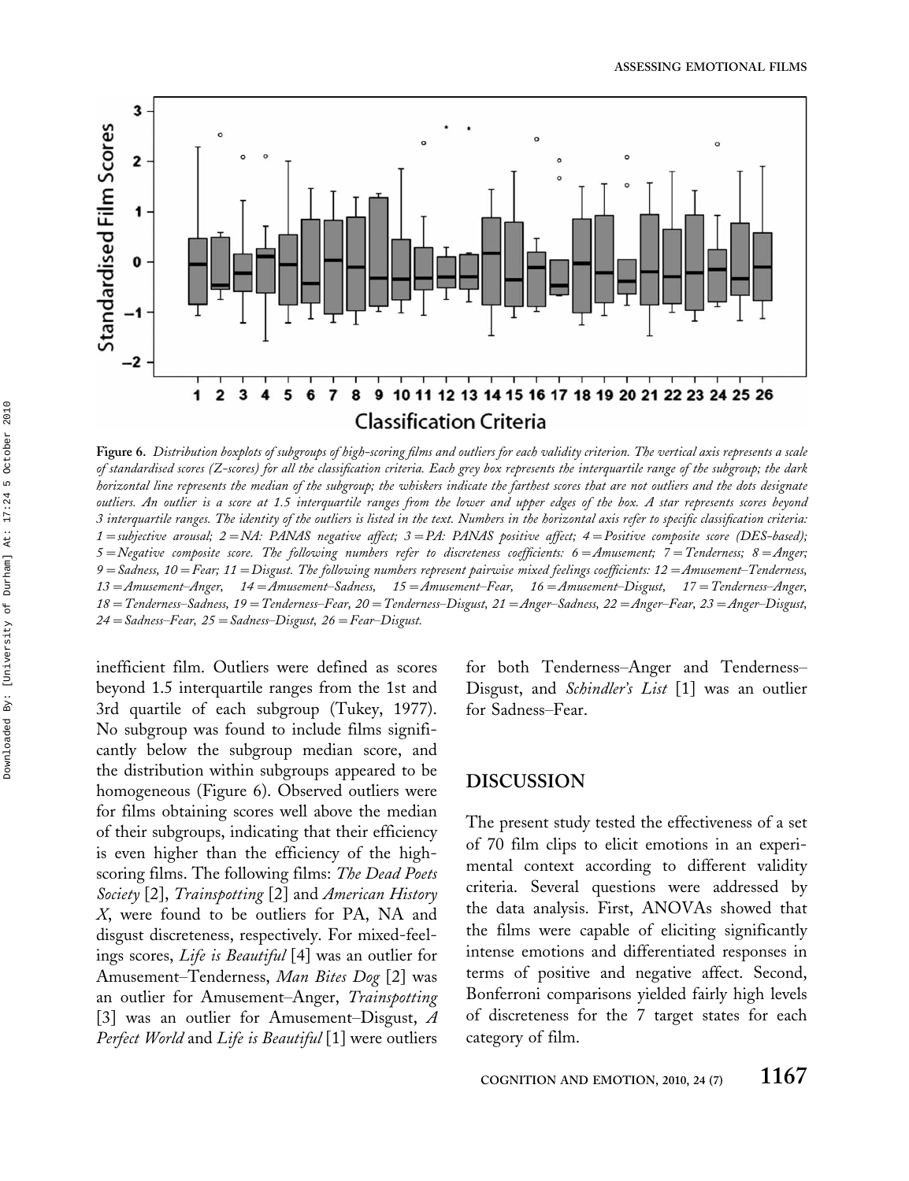Figure 6. *Distribution boxplots of subgroups of high-scoring films and outliers for each validity criterion. The vertical axis represents a scale of standardised scores (Z-scores) for all the classification criteria. Each grey box represents the interquartile range of the subgroup; the dark horizontal line represents the median of the subgroup; the whiskers indicate the farthest scores that are not outliers and the dots designate outliers. An outlier is a score at 1.5 interquartile ranges from the lower and upper edges of the box. A star represents scores beyond 3 interquartile ranges. The identity of the outliers is listed in the text. Numbers in the horizontal axis refer to specific classification criteria: 1 = subjective arousal; 2 = NA: PANAS negative affect; 3 = PA: PANAS positive affect; 4 = Positive composite score (DES-based); 5 = Negative composite score. The following numbers refer to discreteness coefficients: 6 = Amusement; 7 = Tenderness; 8 = Anger; 9 = Sadness, 10 = Fear; 11 = Disgust. The following numbers represent pairwise mixed feelings coefficients: 12 = Amusement–Tenderness, 13 = Amusement–Anger, 14 = Amusement–Sadness, 15 = Amusement–Fear, 16 = Amusement–Disgust, 17 = Tenderness–Anger, 18 = Tenderness–Sadness, 19 = Tenderness–Fear, 20 = Tenderness–Disgust, 21 = Anger–Sadness, 22 = Anger–Fear, 23 = Anger–Disgust, 24 = Sadness–Fear, 25 = Sadness–Disgust, 26 = Fear–Disgust.*

inefficient film. Outliers were defined as scores beyond 1.5 interquartile ranges from the 1st and 3rd quartile of each subgroup (Tukey, 1977). No subgroup was found to include films significantly below the subgroup median score, and the distribution within subgroups appeared to be homogeneous (Figure 6). Observed outliers were for films obtaining scores well above the median of their subgroups, indicating that their efficiency is even higher than the efficiency of the high-scoring films. The following films: *The Dead Poets Society* [2], *Trainspotting* [2] and *American History X*, were found to be outliers for PA, NA and disgust discreteness, respectively. For mixed-feelings scores, *Life is Beautiful* [4] was an outlier for Amusement–Tenderness, *Man Bites Dog* [2] was an outlier for Amusement–Anger, *Trainspotting* [3] was an outlier for Amusement–Disgust, *A Perfect World* and *Life is Beautiful* [1] were outliers for both Tenderness–Anger and Tenderness–Disgust, and *Schindler's List* [1] was an outlier for Sadness–Fear.

## DISCUSSION

The present study tested the effectiveness of a set of 70 film clips to elicit emotions in an experimental context according to different validity criteria. Several questions were addressed by the data analysis. First, ANOVAs showed that the films were capable of eliciting significantly intense emotions and differentiated responses in terms of positive and negative affect. Second, Bonferroni comparisons yielded fairly high levels of discreteness for the 7 target states for each category of film.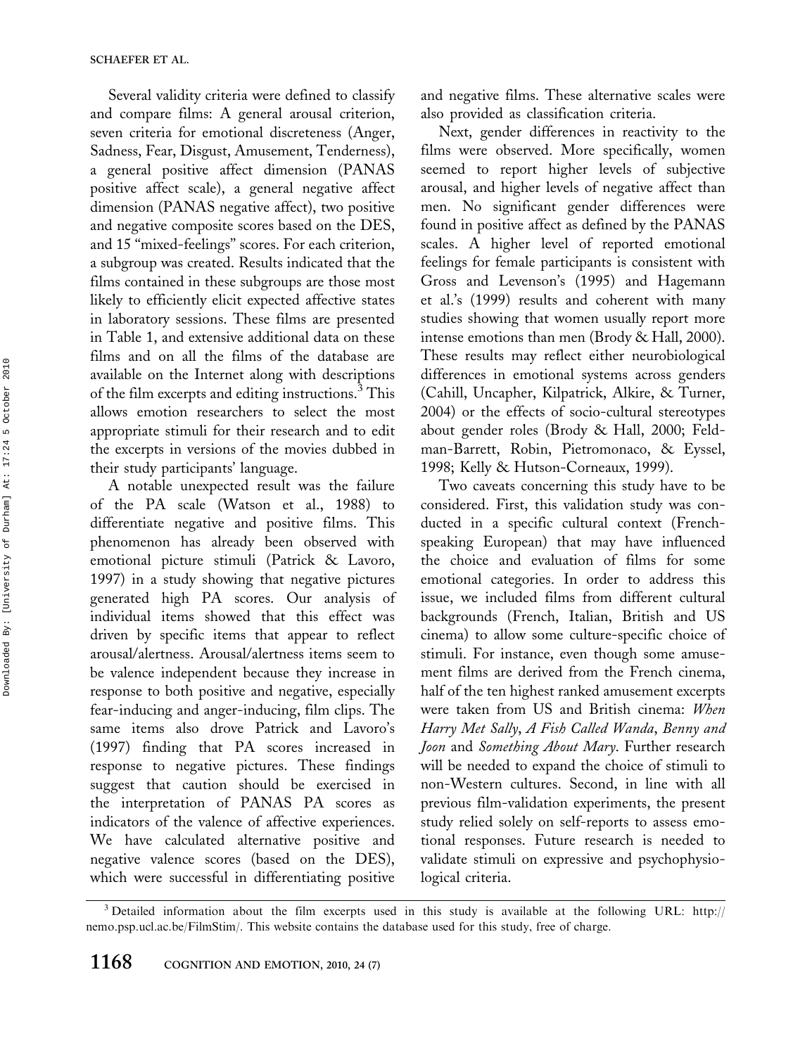Several validity criteria were defined to classify and compare films: A general arousal criterion, seven criteria for emotional discreteness (Anger, Sadness, Fear, Disgust, Amusement, Tenderness), a general positive affect dimension (PANAS positive affect scale), a general negative affect dimension (PANAS negative affect), two positive and negative composite scores based on the DES, and 15 "mixed-feelings" scores. For each criterion, a subgroup was created. Results indicated that the films contained in these subgroups are those most likely to efficiently elicit expected affective states in laboratory sessions. These films are presented in Table 1, and extensive additional data on these films and on all the films of the database are available on the Internet along with descriptions of the film excerpts and editing instructions.[3] This allows emotion researchers to select the most appropriate stimuli for their research and to edit the excerpts in versions of the movies dubbed in their study participants' language.

A notable unexpected result was the failure of the PA scale (Watson et al., 1988) to differentiate negative and positive films. This phenomenon has already been observed with emotional picture stimuli (Patrick & Lavoro, 1997) in a study showing that negative pictures generated high PA scores. Our analysis of individual items showed that this effect was driven by specific items that appear to reflect arousal/alertness. Arousal/alertness items seem to be valence independent because they increase in response to both positive and negative, especially fear-inducing and anger-inducing, film clips. The same items also drove Patrick and Lavoro's (1997) finding that PA scores increased in response to negative pictures. These findings suggest that caution should be exercised in the interpretation of PANAS PA scores as indicators of the valence of affective experiences. We have calculated alternative positive and negative valence scores (based on the DES), which were successful in differentiating positive and negative films. These alternative scales were also provided as classification criteria.

Next, gender differences in reactivity to the films were observed. More specifically, women seemed to report higher levels of subjective arousal, and higher levels of negative affect than men. No significant gender differences were found in positive affect as defined by the PANAS scales. A higher level of reported emotional feelings for female participants is consistent with Gross and Levenson's (1995) and Hagemann et al.'s (1999) results and coherent with many studies showing that women usually report more intense emotions than men (Brody & Hall, 2000). These results may reflect either neurobiological differences in emotional systems across genders (Cahill, Uncapher, Kilpatrick, Alkire, & Turner, 2004) or the effects of socio-cultural stereotypes about gender roles (Brody & Hall, 2000; Feldman-Barrett, Robin, Pietromonaco, & Eyssel, 1998; Kelly & Hutson-Comeaux, 1999).

Two caveats concerning this study have to be considered. First, this validation study was conducted in a specific cultural context (French-speaking European) that may have influenced the choice and evaluation of films for some emotional categories. In order to address this issue, we included films from different cultural backgrounds (French, Italian, British and US cinema) to allow some culture-specific choice of stimuli. For instance, even though some amusement films are derived from the French cinema, half of the ten highest ranked amusement excerpts were taken from US and British cinema: *When Harry Met Sally*, *A Fish Called Wanda*, *Benny and Joon* and *Something About Mary*. Further research will be needed to expand the choice of stimuli to non-Western cultures. Second, in line with all previous film-validation experiments, the present study relied solely on self-reports to assess emotional responses. Future research is needed to validate stimuli on expressive and psychophysiological criteria.

[3] Detailed information about the film excerpts used in this study is available at the following URL: http://nemo.psp.ucl.ac.be/FilmStim/. This website contains the database used for this study, free of charge.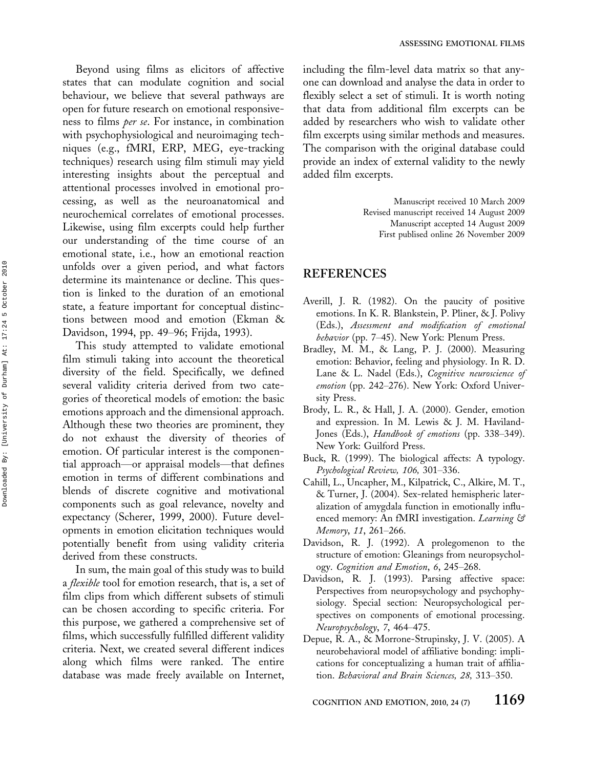Beyond using films as elicitors of affective states that can modulate cognition and social behaviour, we believe that several pathways are open for future research on emotional responsiveness to films *per se*. For instance, in combination with psychophysiological and neuroimaging techniques (e.g., fMRI, ERP, MEG, eye-tracking techniques) research using film stimuli may yield interesting insights about the perceptual and attentional processes involved in emotional processing, as well as the neuroanatomical and neurochemical correlates of emotional processes. Likewise, using film excerpts could help further our understanding of the time course of an emotional state, i.e., how an emotional reaction unfolds over a given period, and what factors determine its maintenance or decline. This question is linked to the duration of an emotional state, a feature important for conceptual distinctions between mood and emotion (Ekman & Davidson, 1994, pp. 49–96; Frijda, 1993).

This study attempted to validate emotional film stimuli taking into account the theoretical diversity of the field. Specifically, we defined several validity criteria derived from two categories of theoretical models of emotion: the basic emotions approach and the dimensional approach. Although these two theories are prominent, they do not exhaust the diversity of theories of emotion. Of particular interest is the componential approach—or appraisal models—that defines emotion in terms of different combinations and blends of discrete cognitive and motivational components such as goal relevance, novelty and expectancy (Scherer, 1999, 2000). Future developments in emotion elicitation techniques would potentially benefit from using validity criteria derived from these constructs.

In sum, the main goal of this study was to build a *flexible* tool for emotion research, that is, a set of film clips from which different subsets of stimuli can be chosen according to specific criteria. For this purpose, we gathered a comprehensive set of films, which successfully fulfilled different validity criteria. Next, we created several different indices along which films were ranked. The entire database was made freely available on Internet, including the film-level data matrix so that anyone can download and analyse the data in order to flexibly select a set of stimuli. It is worth noting that data from additional film excerpts can be added by researchers who wish to validate other film excerpts using similar methods and measures. The comparison with the original database could provide an index of external validity to the newly added film excerpts.

Manuscript received 10 March 2009
Revised manuscript received 14 August 2009
Manuscript accepted 14 August 2009
First publised online 26 November 2009

## REFERENCES

Averill, J. R. (1982). On the paucity of positive emotions. In K. R. Blankstein, P. Pliner, & J. Polivy (Eds.), *Assessment and modification of emotional behavior* (pp. 7–45). New York: Plenum Press.

Bradley, M. M., & Lang, P. J. (2000). Measuring emotion: Behavior, feeling and physiology. In R. D. Lane & L. Nadel (Eds.), *Cognitive neuroscience of emotion* (pp. 242–276). New York: Oxford University Press.

Brody, L. R., & Hall, J. A. (2000). Gender, emotion and expression. In M. Lewis & J. M. Haviland-Jones (Eds.), *Handbook of emotions* (pp. 338–349). New York: Guilford Press.

Buck, R. (1999). The biological affects: A typology. *Psychological Review, 106,* 301–336.

Cahill, L., Uncapher, M., Kilpatrick, C., Alkire, M. T., & Turner, J. (2004). Sex-related hemispheric lateralization of amygdala function in emotionally influenced memory: An fMRI investigation. *Learning & Memory*, *11*, 261–266.

Davidson, R. J. (1992). A prolegomenon to the structure of emotion: Gleanings from neuropsychology. *Cognition and Emotion*, *6*, 245–268.

Davidson, R. J. (1993). Parsing affective space: Perspectives from neuropsychology and psychophysiology. Special section: Neuropsychological perspectives on components of emotional processing. *Neuropsychology*, *7*, 464–475.

Depue, R. A., & Morrone-Strupinsky, J. V. (2005). A neurobehavioral model of affiliative bonding: implications for conceptualizing a human trait of affiliation. *Behavioral and Brain Sciences, 28,* 313–350.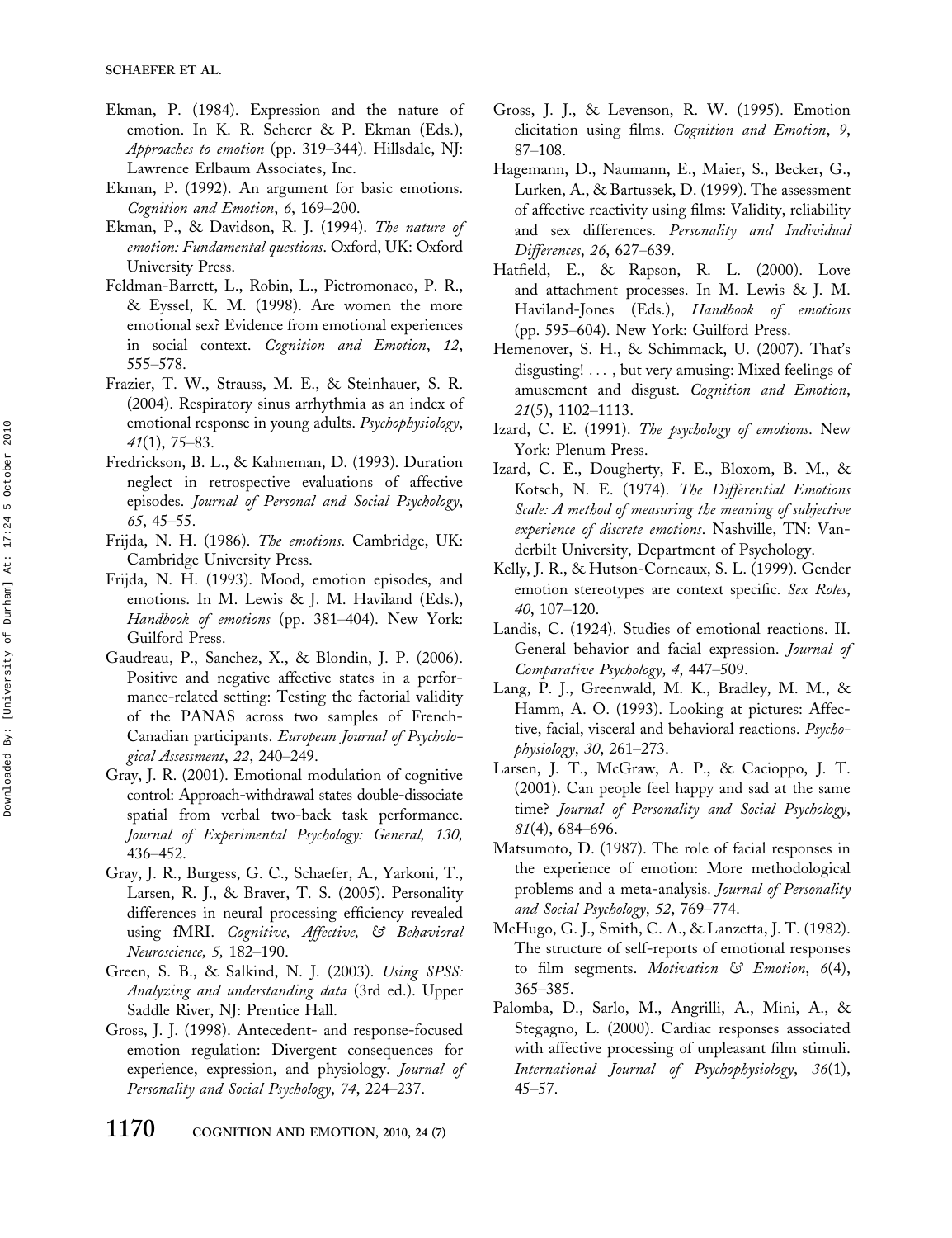Ekman, P. (1984). Expression and the nature of emotion. In K. R. Scherer & P. Ekman (Eds.), *Approaches to emotion* (pp. 319–344). Hillsdale, NJ: Lawrence Erlbaum Associates, Inc.

Ekman, P. (1992). An argument for basic emotions. *Cognition and Emotion*, *6*, 169–200.

Ekman, P., & Davidson, R. J. (1994). *The nature of emotion: Fundamental questions*. Oxford, UK: Oxford University Press.

Feldman-Barrett, L., Robin, L., Pietromonaco, P. R., & Eyssel, K. M. (1998). Are women the more emotional sex? Evidence from emotional experiences in social context. *Cognition and Emotion*, *12*, 555–578.

Frazier, T. W., Strauss, M. E., & Steinhauer, S. R. (2004). Respiratory sinus arrhythmia as an index of emotional response in young adults. *Psychophysiology*, *41*(1), 75–83.

Fredrickson, B. L., & Kahneman, D. (1993). Duration neglect in retrospective evaluations of affective episodes. *Journal of Personal and Social Psychology*, *65*, 45–55.

Frijda, N. H. (1986). *The emotions*. Cambridge, UK: Cambridge University Press.

Frijda, N. H. (1993). Mood, emotion episodes, and emotions. In M. Lewis & J. M. Haviland (Eds.), *Handbook of emotions* (pp. 381–404). New York: Guilford Press.

Gaudreau, P., Sanchez, X., & Blondin, J. P. (2006). Positive and negative affective states in a performance-related setting: Testing the factorial validity of the PANAS across two samples of French-Canadian participants. *European Journal of Psychological Assessment*, *22*, 240–249.

Gray, J. R. (2001). Emotional modulation of cognitive control: Approach-withdrawal states double-dissociate spatial from verbal two-back task performance. *Journal of Experimental Psychology: General, 130,* 436–452.

Gray, J. R., Burgess, G. C., Schaefer, A., Yarkoni, T., Larsen, R. J., & Braver, T. S. (2005). Personality differences in neural processing efficiency revealed using fMRI. *Cognitive, Affective, & Behavioral Neuroscience, 5,* 182–190.

Green, S. B., & Salkind, N. J. (2003). *Using SPSS: Analyzing and understanding data* (3rd ed.). Upper Saddle River, NJ: Prentice Hall.

Gross, J. J. (1998). Antecedent- and response-focused emotion regulation: Divergent consequences for experience, expression, and physiology. *Journal of Personality and Social Psychology*, *74*, 224–237.

Gross, J. J., & Levenson, R. W. (1995). Emotion elicitation using films. *Cognition and Emotion*, *9*, 87–108.

Hagemann, D., Naumann, E., Maier, S., Becker, G., Lurken, A., & Bartussek, D. (1999). The assessment of affective reactivity using films: Validity, reliability and sex differences. *Personality and Individual Differences*, *26*, 627–639.

Hatfield, E., & Rapson, R. L. (2000). Love and attachment processes. In M. Lewis & J. M. Haviland-Jones (Eds.), *Handbook of emotions* (pp. 595–604). New York: Guilford Press.

Hemenover, S. H., & Schimmack, U. (2007). That's disgusting! . . . , but very amusing: Mixed feelings of amusement and disgust. *Cognition and Emotion*, *21*(5), 1102–1113.

Izard, C. E. (1991). *The psychology of emotions*. New York: Plenum Press.

Izard, C. E., Dougherty, F. E., Bloxom, B. M., & Kotsch, N. E. (1974). *The Differential Emotions Scale: A method of measuring the meaning of subjective experience of discrete emotions*. Nashville, TN: Vanderbilt University, Department of Psychology.

Kelly, J. R., & Hutson-Corneaux, S. L. (1999). Gender emotion stereotypes are context specific. *Sex Roles*, *40*, 107–120.

Landis, C. (1924). Studies of emotional reactions. II. General behavior and facial expression. *Journal of Comparative Psychology*, *4*, 447–509.

Lang, P. J., Greenwald, M. K., Bradley, M. M., & Hamm, A. O. (1993). Looking at pictures: Affective, facial, visceral and behavioral reactions. *Psychophysiology*, *30*, 261–273.

Larsen, J. T., McGraw, A. P., & Cacioppo, J. T. (2001). Can people feel happy and sad at the same time? *Journal of Personality and Social Psychology*, *81*(4), 684–696.

Matsumoto, D. (1987). The role of facial responses in the experience of emotion: More methodological problems and a meta-analysis. *Journal of Personality and Social Psychology*, *52*, 769–774.

McHugo, G. J., Smith, C. A., & Lanzetta, J. T. (1982). The structure of self-reports of emotional responses to film segments. *Motivation & Emotion*, *6*(4), 365–385.

Palomba, D., Sarlo, M., Angrilli, A., Mini, A., & Stegagno, L. (2000). Cardiac responses associated with affective processing of unpleasant film stimuli. *International Journal of Psychophysiology*, *36*(1), 45–57.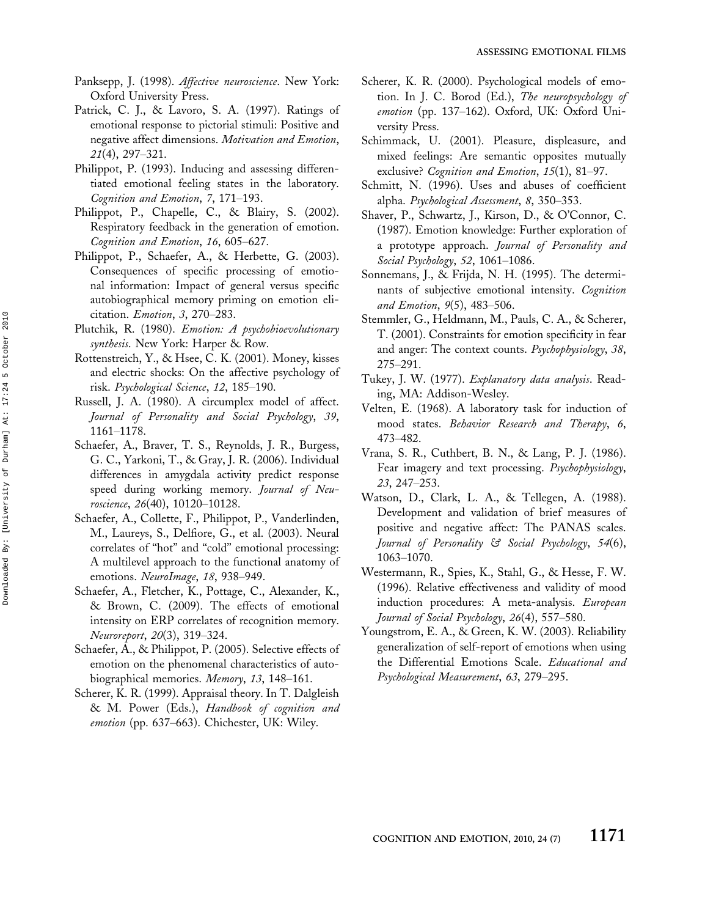Panksepp, J. (1998). *Affective neuroscience*. New York: Oxford University Press.

Patrick, C. J., & Lavoro, S. A. (1997). Ratings of emotional response to pictorial stimuli: Positive and negative affect dimensions. *Motivation and Emotion*, *21*(4), 297–321.

Philippot, P. (1993). Inducing and assessing differentiated emotional feeling states in the laboratory. *Cognition and Emotion*, *7*, 171–193.

Philippot, P., Chapelle, C., & Blairy, S. (2002). Respiratory feedback in the generation of emotion. *Cognition and Emotion*, *16*, 605–627.

Philippot, P., Schaefer, A., & Herbette, G. (2003). Consequences of specific processing of emotional information: Impact of general versus specific autobiographical memory priming on emotion elicitation. *Emotion*, *3*, 270–283.

Plutchik, R. (1980). *Emotion: A psychobioevolutionary synthesis*. New York: Harper & Row.

Rottenstreich, Y., & Hsee, C. K. (2001). Money, kisses and electric shocks: On the affective psychology of risk. *Psychological Science*, *12*, 185–190.

Russell, J. A. (1980). A circumplex model of affect. *Journal of Personality and Social Psychology*, *39*, 1161–1178.

Schaefer, A., Braver, T. S., Reynolds, J. R., Burgess, G. C., Yarkoni, T., & Gray, J. R. (2006). Individual differences in amygdala activity predict response speed during working memory. *Journal of Neuroscience*, *26*(40), 10120–10128.

Schaefer, A., Collette, F., Philippot, P., Vanderlinden, M., Laureys, S., Delfiore, G., et al. (2003). Neural correlates of "hot" and "cold" emotional processing: A multilevel approach to the functional anatomy of emotions. *NeuroImage*, *18*, 938–949.

Schaefer, A., Fletcher, K., Pottage, C., Alexander, K., & Brown, C. (2009). The effects of emotional intensity on ERP correlates of recognition memory. *Neuroreport*, *20*(3), 319–324.

Schaefer, A., & Philippot, P. (2005). Selective effects of emotion on the phenomenal characteristics of autobiographical memories. *Memory*, *13*, 148–161.

Scherer, K. R. (1999). Appraisal theory. In T. Dalgleish & M. Power (Eds.), *Handbook of cognition and emotion* (pp. 637–663). Chichester, UK: Wiley.

Scherer, K. R. (2000). Psychological models of emotion. In J. C. Borod (Ed.), *The neuropsychology of emotion* (pp. 137–162). Oxford, UK: Oxford University Press.

Schimmack, U. (2001). Pleasure, displeasure, and mixed feelings: Are semantic opposites mutually exclusive? *Cognition and Emotion*, *15*(1), 81–97.

Schmitt, N. (1996). Uses and abuses of coefficient alpha. *Psychological Assessment*, *8*, 350–353.

Shaver, P., Schwartz, J., Kirson, D., & O'Connor, C. (1987). Emotion knowledge: Further exploration of a prototype approach. *Journal of Personality and Social Psychology*, *52*, 1061–1086.

Sonnemans, J., & Frijda, N. H. (1995). The determinants of subjective emotional intensity. *Cognition and Emotion*, *9*(5), 483–506.

Stemmler, G., Heldmann, M., Pauls, C. A., & Scherer, T. (2001). Constraints for emotion specificity in fear and anger: The context counts. *Psychophysiology*, *38*, 275–291.

Tukey, J. W. (1977). *Explanatory data analysis*. Reading, MA: Addison-Wesley.

Velten, E. (1968). A laboratory task for induction of mood states. *Behavior Research and Therapy*, *6*, 473–482.

Vrana, S. R., Cuthbert, B. N., & Lang, P. J. (1986). Fear imagery and text processing. *Psychophysiology*, *23*, 247–253.

Watson, D., Clark, L. A., & Tellegen, A. (1988). Development and validation of brief measures of positive and negative affect: The PANAS scales. *Journal of Personality & Social Psychology*, *54*(6), 1063–1070.

Westermann, R., Spies, K., Stahl, G., & Hesse, F. W. (1996). Relative effectiveness and validity of mood induction procedures: A meta-analysis. *European Journal of Social Psychology*, *26*(4), 557–580.

Youngstrom, E. A., & Green, K. W. (2003). Reliability generalization of self-report of emotions when using the Differential Emotions Scale. *Educational and Psychological Measurement*, *63*, 279–295.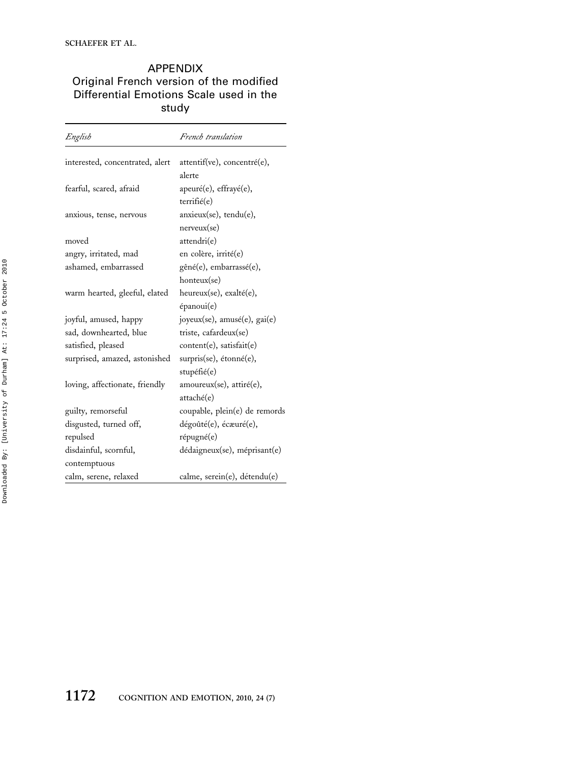# APPENDIX

## Original French version of the modified Differential Emotions Scale used in the study

| *English* | *French translation* |
| --- | --- |
| interested, concentrated, alert | attentif(ve), concentré(e), alerte |
| fearful, scared, afraid | apeuré(e), effrayé(e), terrifié(e) |
| anxious, tense, nervous | anxieux(se), tendu(e), nerveux(se) |
| moved | attendri(e) |
| angry, irritated, mad | en colère, irrité(e) |
| ashamed, embarrassed | gêné(e), embarrassé(e), honteux(se) |
| warm hearted, gleeful, elated | heureux(se), exalté(e), épanoui(e) |
| joyful, amused, happy | joyeux(se), amusé(e), gai(e) |
| sad, downhearted, blue | triste, cafardeux(se) |
| satisfied, pleased | content(e), satisfait(e) |
| surprised, amazed, astonished | surpris(se), étonné(e), stupéfié(e) |
| loving, affectionate, friendly | amoureux(se), attiré(e), attaché(e) |
| guilty, remorseful | coupable, plein(e) de remords |
| disgusted, turned off, repulsed | dégoûté(e), écœuré(e), répugné(e) |
| disdainful, scornful, contemptuous | dédaigneux(se), méprisant(e) |
| calm, serene, relaxed | calme, serein(e), détendu(e) |